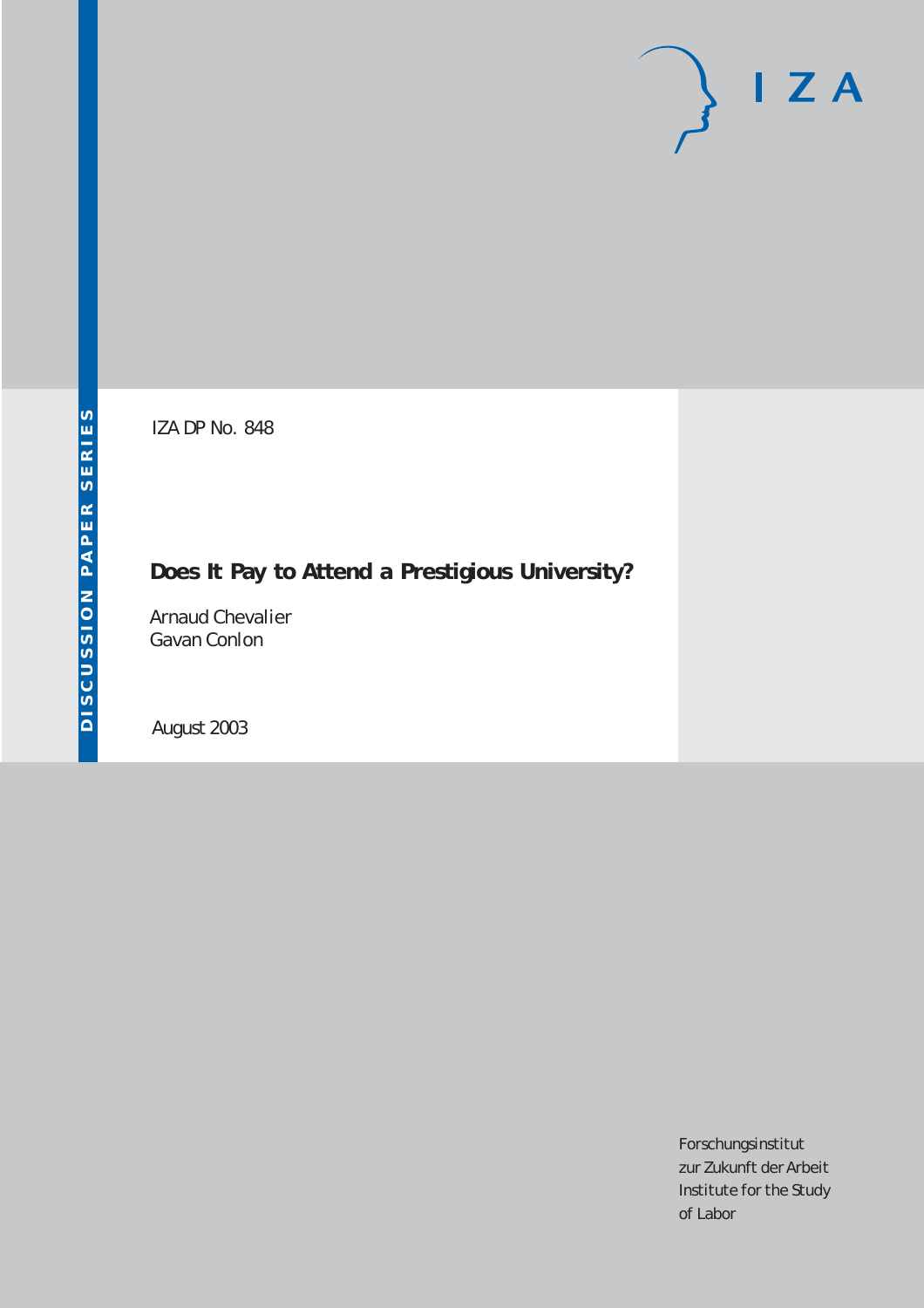IZA DP No. 848

# Does It Pay to Attend a Prestigious University?

Arnaud Chevalier
Gavan Conlon

August 2003

Forschungsinstitut
zur Zukunft der Arbeit
Institute for the Study
of Labor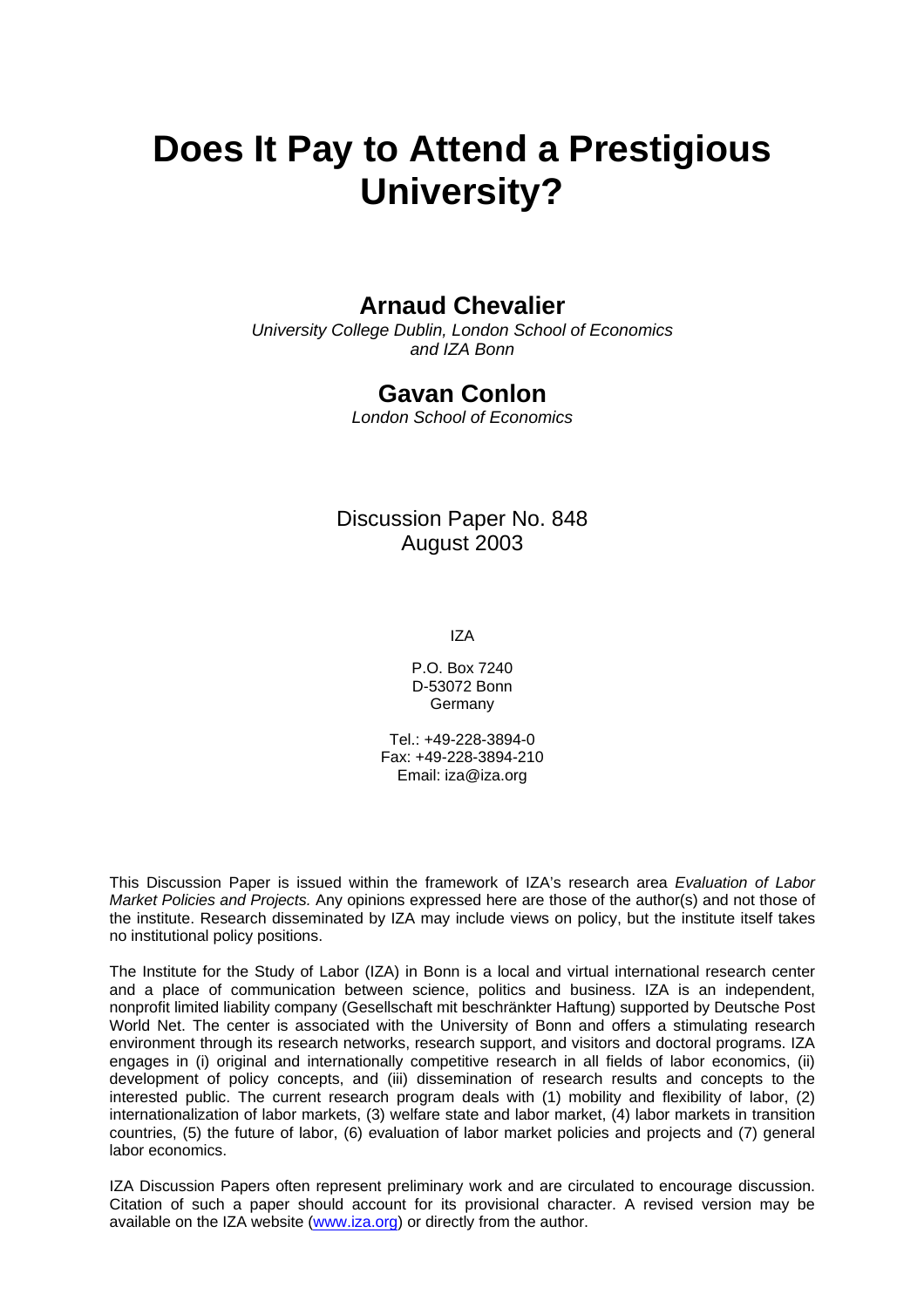# Does It Pay to Attend a Prestigious University?

## Arnaud Chevalier

*University College Dublin, London School of Economics and IZA Bonn*

## Gavan Conlon

*London School of Economics*

Discussion Paper No. 848
August 2003

IZA

P.O. Box 7240
D-53072 Bonn
Germany

Tel.: +49-228-3894-0
Fax: +49-228-3894-210
Email: iza@iza.org

This Discussion Paper is issued within the framework of IZA's research area *Evaluation of Labor Market Policies and Projects.* Any opinions expressed here are those of the author(s) and not those of the institute. Research disseminated by IZA may include views on policy, but the institute itself takes no institutional policy positions.

The Institute for the Study of Labor (IZA) in Bonn is a local and virtual international research center and a place of communication between science, politics and business. IZA is an independent, nonprofit limited liability company (Gesellschaft mit beschränkter Haftung) supported by Deutsche Post World Net. The center is associated with the University of Bonn and offers a stimulating research environment through its research networks, research support, and visitors and doctoral programs. IZA engages in (i) original and internationally competitive research in all fields of labor economics, (ii) development of policy concepts, and (iii) dissemination of research results and concepts to the interested public. The current research program deals with (1) mobility and flexibility of labor, (2) internationalization of labor markets, (3) welfare state and labor market, (4) labor markets in transition countries, (5) the future of labor, (6) evaluation of labor market policies and projects and (7) general labor economics.

IZA Discussion Papers often represent preliminary work and are circulated to encourage discussion. Citation of such a paper should account for its provisional character. A revised version may be available on the IZA website (www.iza.org) or directly from the author.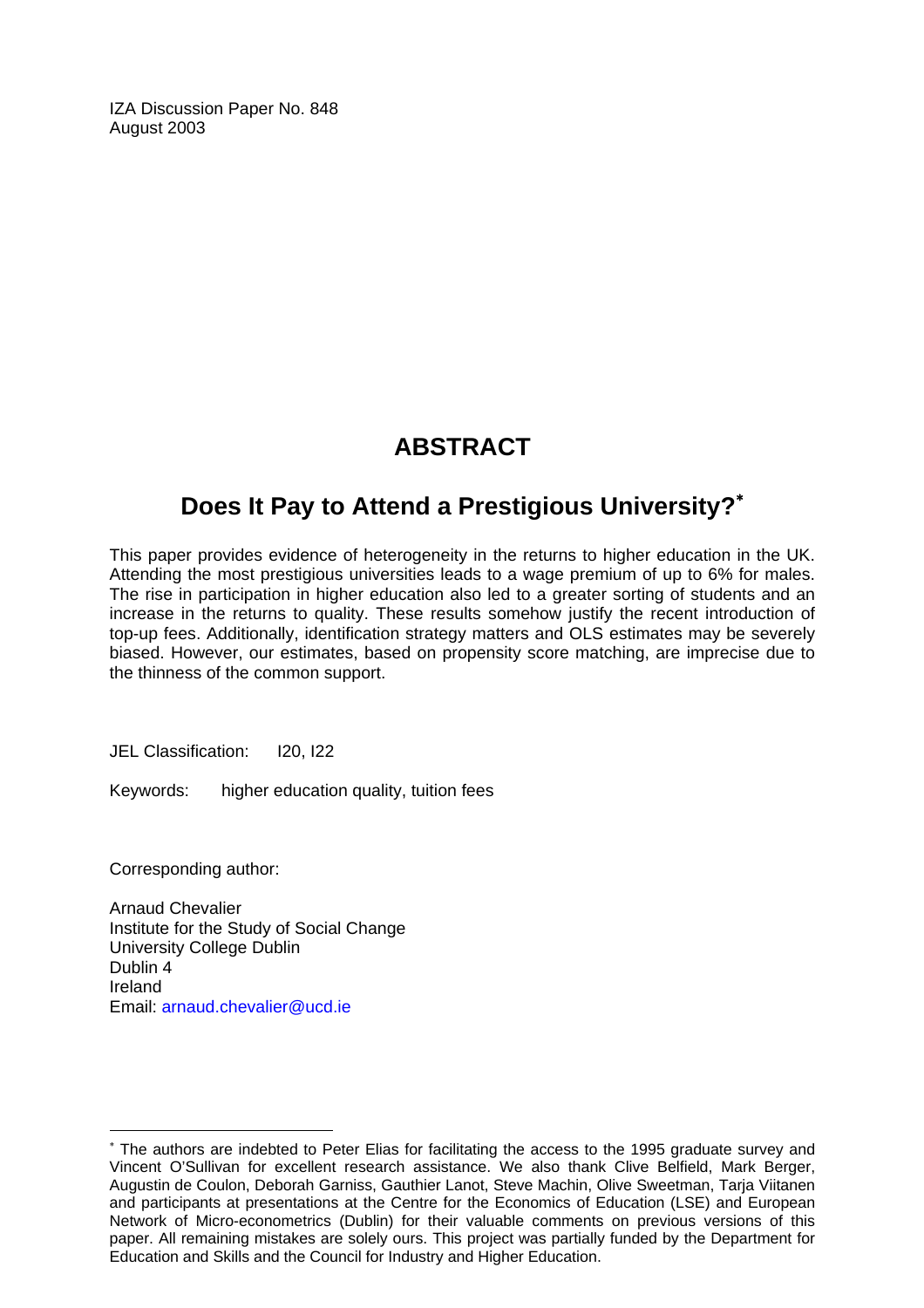IZA Discussion Paper No. 848
August 2003

# ABSTRACT

## Does It Pay to Attend a Prestigious University?*

This paper provides evidence of heterogeneity in the returns to higher education in the UK. Attending the most prestigious universities leads to a wage premium of up to 6% for males. The rise in participation in higher education also led to a greater sorting of students and an increase in the returns to quality. These results somehow justify the recent introduction of top-up fees. Additionally, identification strategy matters and OLS estimates may be severely biased. However, our estimates, based on propensity score matching, are imprecise due to the thinness of the common support.

JEL Classification: I20, I22

Keywords: higher education quality, tuition fees

Corresponding author:

Arnaud Chevalier
Institute for the Study of Social Change
University College Dublin
Dublin 4
Ireland
Email: arnaud.chevalier@ucd.ie

---

* The authors are indebted to Peter Elias for facilitating the access to the 1995 graduate survey and Vincent O'Sullivan for excellent research assistance. We also thank Clive Belfield, Mark Berger, Augustin de Coulon, Deborah Garniss, Gauthier Lanot, Steve Machin, Olive Sweetman, Tarja Viitanen and participants at presentations at the Centre for the Economics of Education (LSE) and European Network of Micro-econometrics (Dublin) for their valuable comments on previous versions of this paper. All remaining mistakes are solely ours. This project was partially funded by the Department for Education and Skills and the Council for Industry and Higher Education.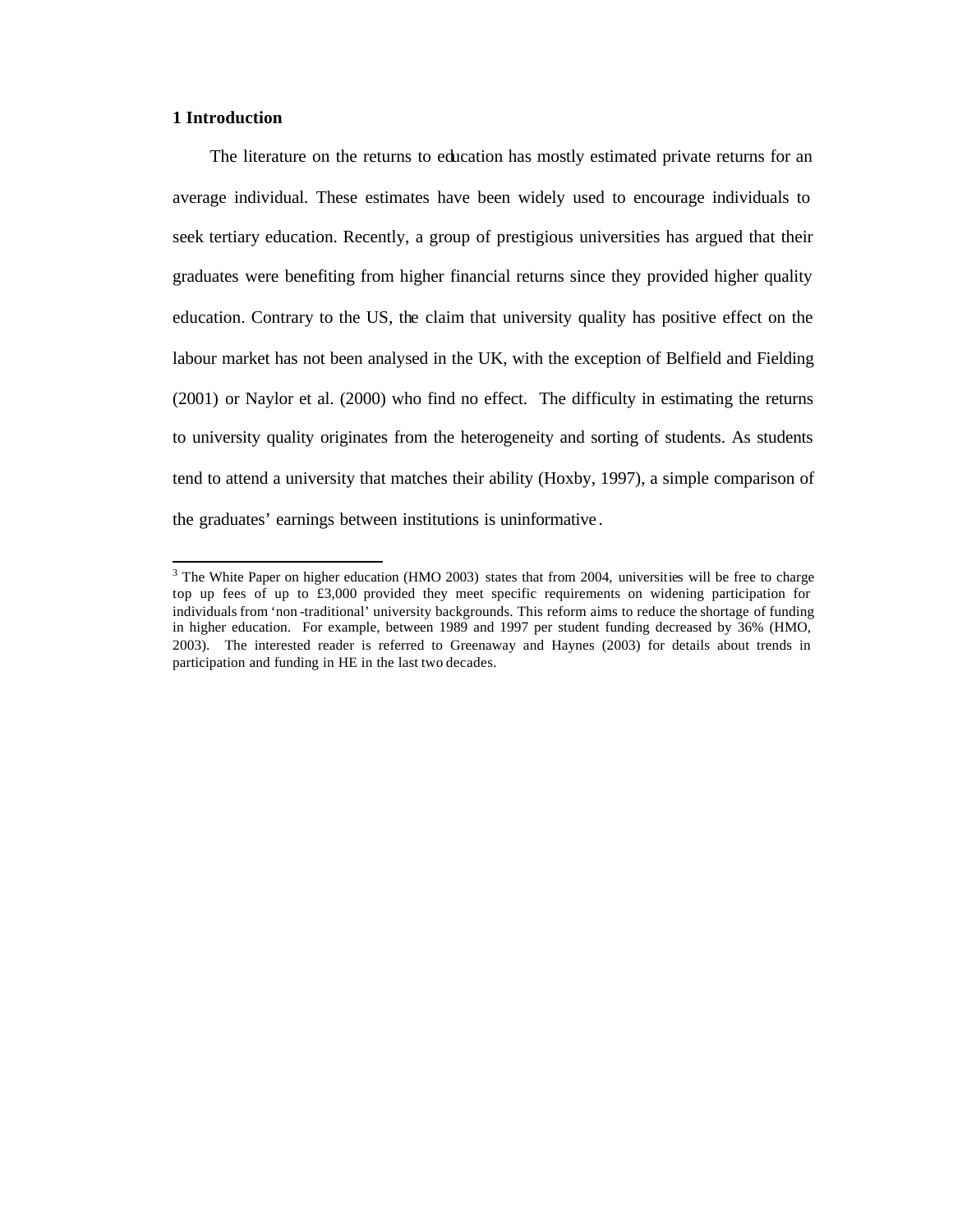## 1 Introduction

The literature on the returns to education has mostly estimated private returns for an average individual. These estimates have been widely used to encourage individuals to seek tertiary education. Recently, a group of prestigious universities has argued that their graduates were benefiting from higher financial returns since they provided higher quality education. Contrary to the US, the claim that university quality has positive effect on the labour market has not been analysed in the UK, with the exception of Belfield and Fielding (2001) or Naylor et al. (2000) who find no effect. The difficulty in estimating the returns to university quality originates from the heterogeneity and sorting of students. As students tend to attend a university that matches their ability (Hoxby, 1997), a simple comparison of the graduates' earnings between institutions is uninformative.

---

[3] The White Paper on higher education (HMO 2003) states that from 2004, universities will be free to charge top up fees of up to £3,000 provided they meet specific requirements on widening participation for individuals from 'non-traditional' university backgrounds. This reform aims to reduce the shortage of funding in higher education. For example, between 1989 and 1997 per student funding decreased by 36% (HMO, 2003). The interested reader is referred to Greenaway and Haynes (2003) for details about trends in participation and funding in HE in the last two decades.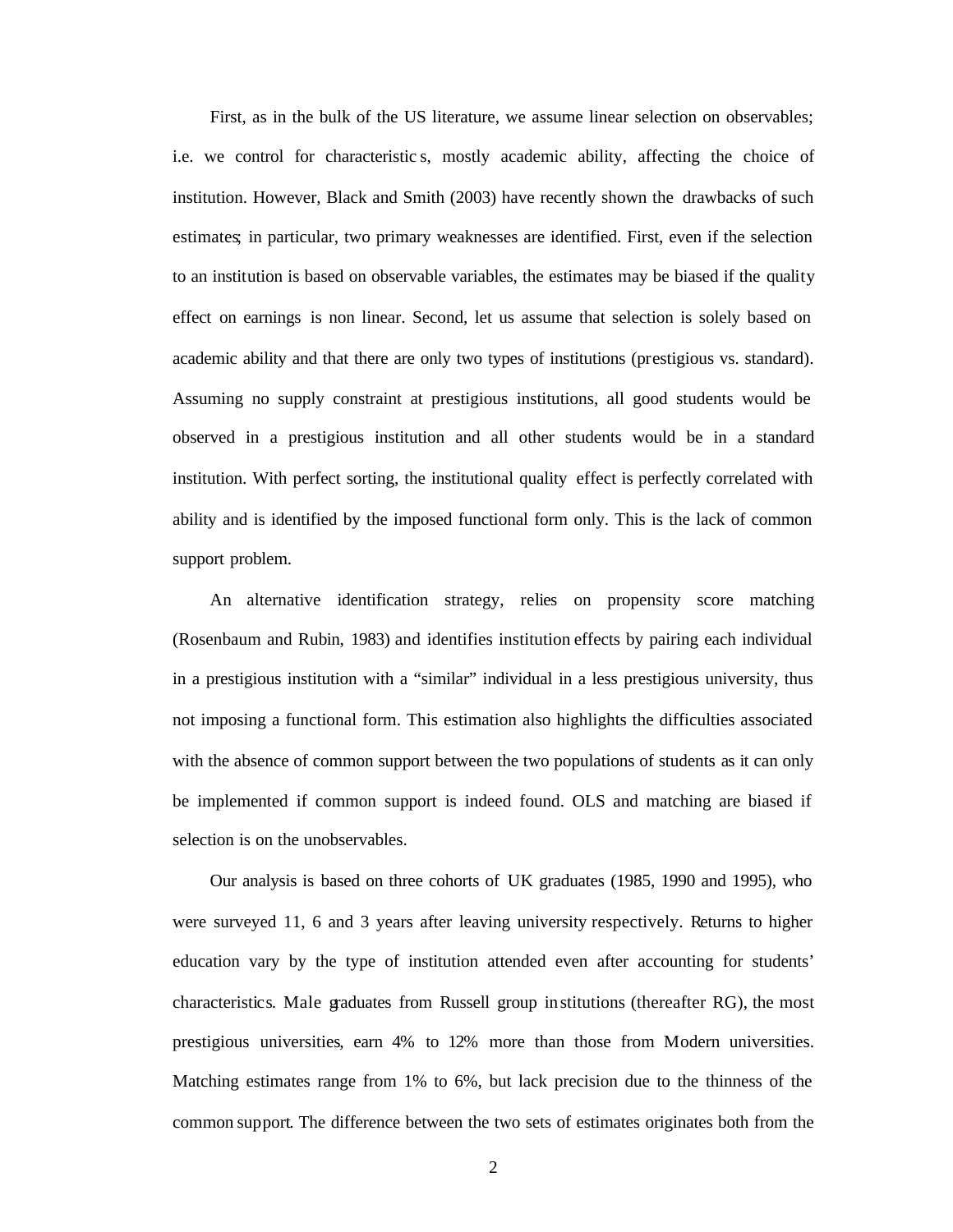First, as in the bulk of the US literature, we assume linear selection on observables; i.e. we control for characteristics, mostly academic ability, affecting the choice of institution. However, Black and Smith (2003) have recently shown the drawbacks of such estimates; in particular, two primary weaknesses are identified. First, even if the selection to an institution is based on observable variables, the estimates may be biased if the quality effect on earnings is non linear. Second, let us assume that selection is solely based on academic ability and that there are only two types of institutions (prestigious vs. standard). Assuming no supply constraint at prestigious institutions, all good students would be observed in a prestigious institution and all other students would be in a standard institution. With perfect sorting, the institutional quality effect is perfectly correlated with ability and is identified by the imposed functional form only. This is the lack of common support problem.

An alternative identification strategy, relies on propensity score matching (Rosenbaum and Rubin, 1983) and identifies institution effects by pairing each individual in a prestigious institution with a "similar" individual in a less prestigious university, thus not imposing a functional form. This estimation also highlights the difficulties associated with the absence of common support between the two populations of students as it can only be implemented if common support is indeed found. OLS and matching are biased if selection is on the unobservables.

Our analysis is based on three cohorts of UK graduates (1985, 1990 and 1995), who were surveyed 11, 6 and 3 years after leaving university respectively. Returns to higher education vary by the type of institution attended even after accounting for students' characteristics. Male graduates from Russell group institutions (thereafter RG), the most prestigious universities, earn 4% to 12% more than those from Modern universities. Matching estimates range from 1% to 6%, but lack precision due to the thinness of the common support. The difference between the two sets of estimates originates both from the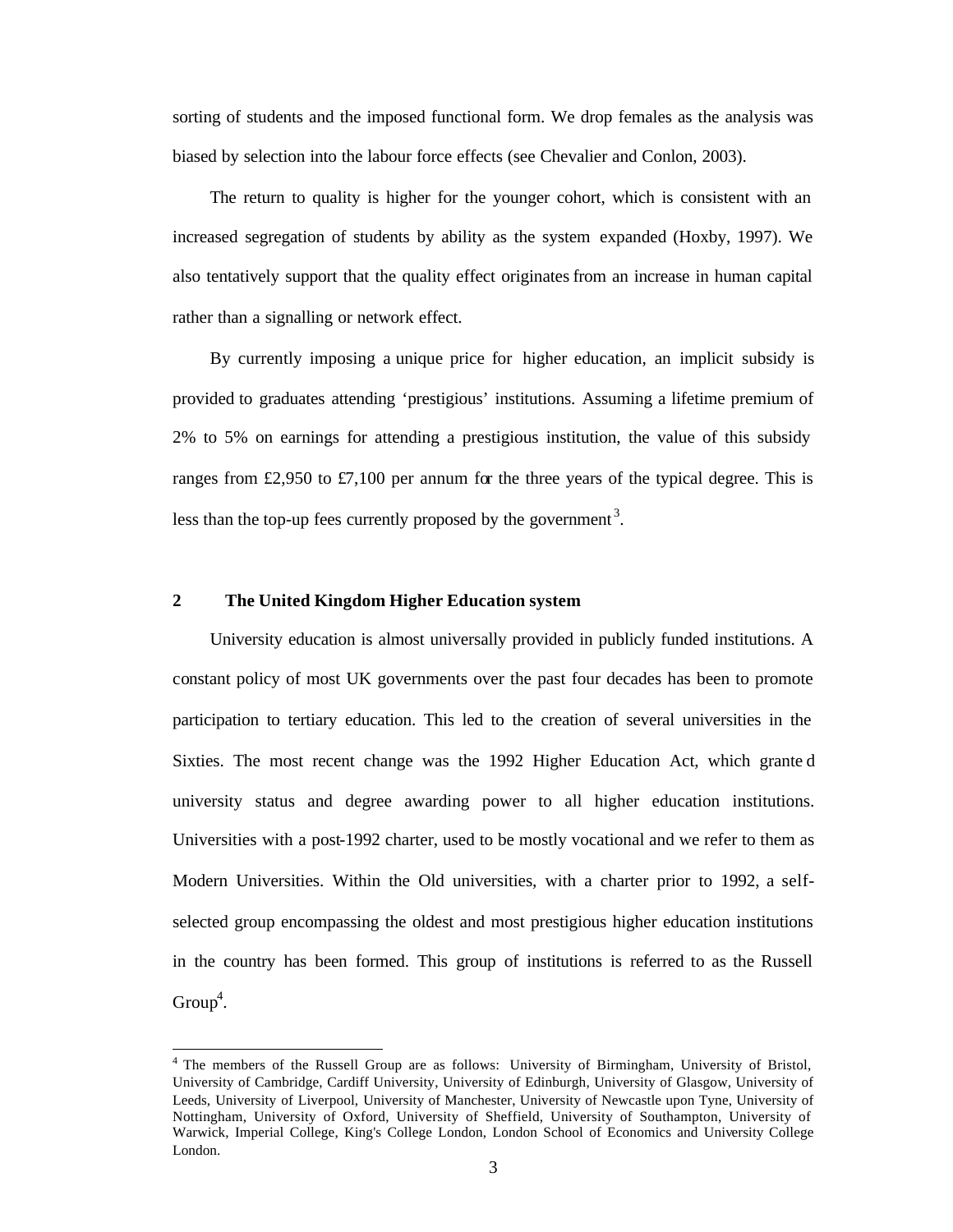sorting of students and the imposed functional form. We drop females as the analysis was biased by selection into the labour force effects (see Chevalier and Conlon, 2003).

The return to quality is higher for the younger cohort, which is consistent with an increased segregation of students by ability as the system expanded (Hoxby, 1997). We also tentatively support that the quality effect originates from an increase in human capital rather than a signalling or network effect.

By currently imposing a unique price for higher education, an implicit subsidy is provided to graduates attending 'prestigious' institutions. Assuming a lifetime premium of 2% to 5% on earnings for attending a prestigious institution, the value of this subsidy ranges from £2,950 to £7,100 per annum for the three years of the typical degree. This is less than the top-up fees currently proposed by the government[3].

## 2 The United Kingdom Higher Education system

University education is almost universally provided in publicly funded institutions. A constant policy of most UK governments over the past four decades has been to promote participation to tertiary education. This led to the creation of several universities in the Sixties. The most recent change was the 1992 Higher Education Act, which granted university status and degree awarding power to all higher education institutions. Universities with a post-1992 charter, used to be mostly vocational and we refer to them as Modern Universities. Within the Old universities, with a charter prior to 1992, a self-selected group encompassing the oldest and most prestigious higher education institutions in the country has been formed. This group of institutions is referred to as the Russell Group[4].

---

[4] The members of the Russell Group are as follows: University of Birmingham, University of Bristol, University of Cambridge, Cardiff University, University of Edinburgh, University of Glasgow, University of Leeds, University of Liverpool, University of Manchester, University of Newcastle upon Tyne, University of Nottingham, University of Oxford, University of Sheffield, University of Southampton, University of Warwick, Imperial College, King's College London, London School of Economics and University College London.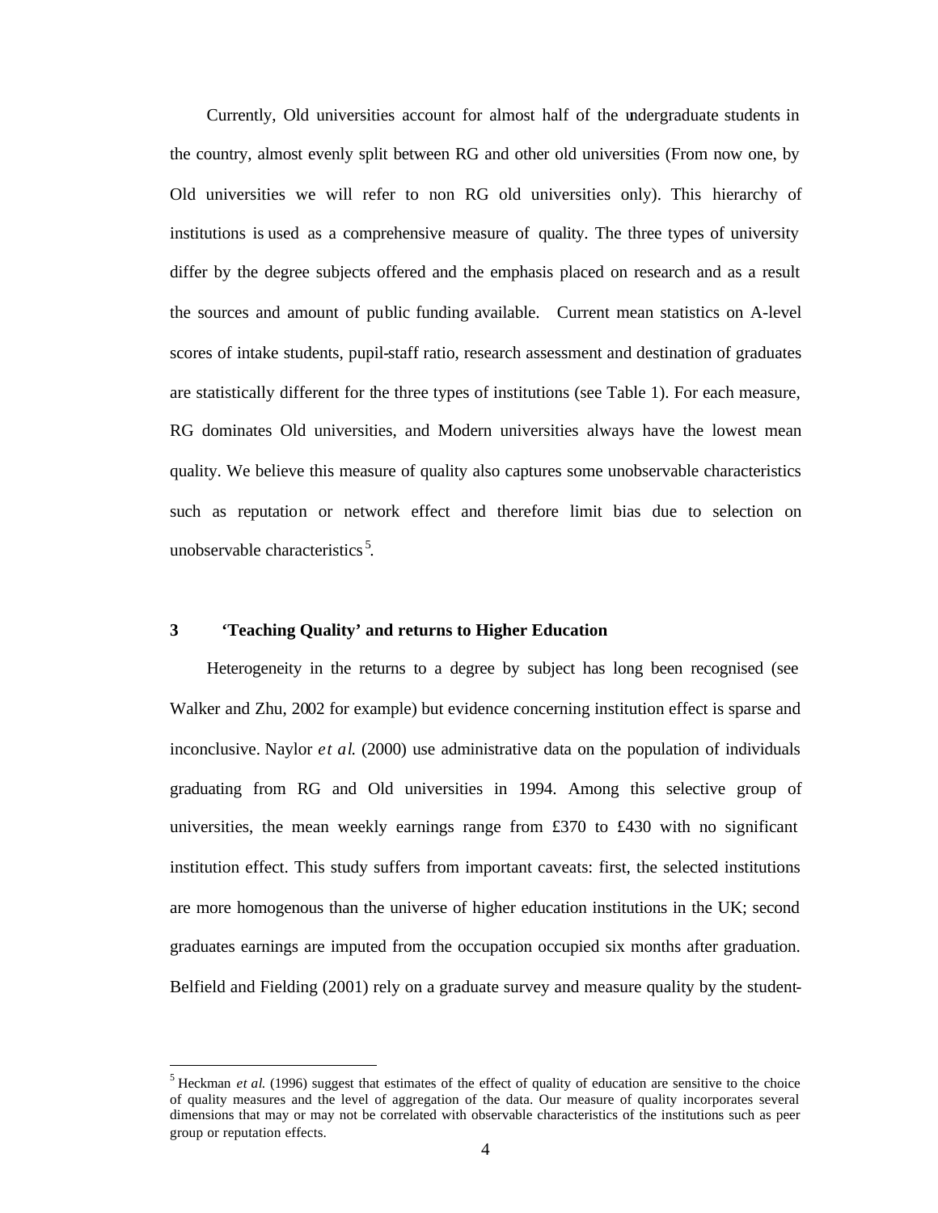Currently, Old universities account for almost half of the undergraduate students in the country, almost evenly split between RG and other old universities (From now one, by Old universities we will refer to non RG old universities only). This hierarchy of institutions is used as a comprehensive measure of quality. The three types of university differ by the degree subjects offered and the emphasis placed on research and as a result the sources and amount of public funding available. Current mean statistics on A-level scores of intake students, pupil-staff ratio, research assessment and destination of graduates are statistically different for the three types of institutions (see Table 1). For each measure, RG dominates Old universities, and Modern universities always have the lowest mean quality. We believe this measure of quality also captures some unobservable characteristics such as reputation or network effect and therefore limit bias due to selection on unobservable characteristics[5].

## 3 'Teaching Quality' and returns to Higher Education

Heterogeneity in the returns to a degree by subject has long been recognised (see Walker and Zhu, 2002 for example) but evidence concerning institution effect is sparse and inconclusive. Naylor *et al.* (2000) use administrative data on the population of individuals graduating from RG and Old universities in 1994. Among this selective group of universities, the mean weekly earnings range from £370 to £430 with no significant institution effect. This study suffers from important caveats: first, the selected institutions are more homogenous than the universe of higher education institutions in the UK; second graduates earnings are imputed from the occupation occupied six months after graduation. Belfield and Fielding (2001) rely on a graduate survey and measure quality by the student-

[5] Heckman *et al.* (1996) suggest that estimates of the effect of quality of education are sensitive to the choice of quality measures and the level of aggregation of the data. Our measure of quality incorporates several dimensions that may or may not be correlated with observable characteristics of the institutions such as peer group or reputation effects.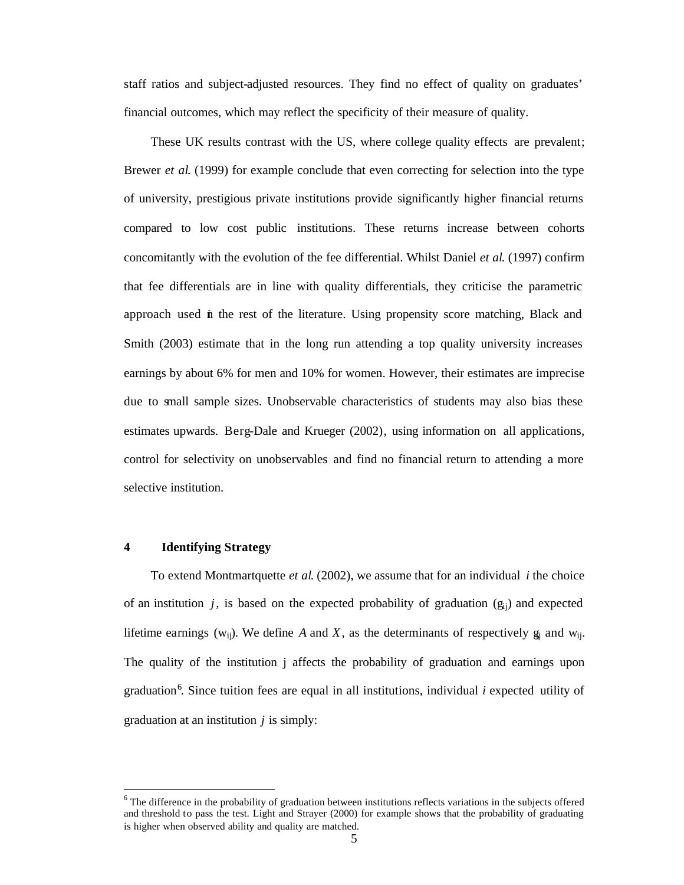staff ratios and subject-adjusted resources. They find no effect of quality on graduates' financial outcomes, which may reflect the specificity of their measure of quality.

These UK results contrast with the US, where college quality effects are prevalent; Brewer *et al.* (1999) for example conclude that even correcting for selection into the type of university, prestigious private institutions provide significantly higher financial returns compared to low cost public institutions. These returns increase between cohorts concomitantly with the evolution of the fee differential. Whilst Daniel *et al.* (1997) confirm that fee differentials are in line with quality differentials, they criticise the parametric approach used in the rest of the literature. Using propensity score matching, Black and Smith (2003) estimate that in the long run attending a top quality university increases earnings by about 6% for men and 10% for women. However, their estimates are imprecise due to small sample sizes. Unobservable characteristics of students may also bias these estimates upwards. Berg-Dale and Krueger (2002), using information on all applications, control for selectivity on unobservables and find no financial return to attending a more selective institution.

## 4 Identifying Strategy

To extend Montmartquette *et al.* (2002), we assume that for an individual $i$ the choice of an institution $j$, is based on the expected probability of graduation ($g_{ij}$) and expected lifetime earnings ($w_{ij}$). We define $A$ and $X$, as the determinants of respectively $g_{ij}$ and $w_{ij}$. The quality of the institution j affects the probability of graduation and earnings upon graduation[6]. Since tuition fees are equal in all institutions, individual *i* expected utility of graduation at an institution $j$ is simply:

[6] The difference in the probability of graduation between institutions reflects variations in the subjects offered and threshold to pass the test. Light and Strayer (2000) for example shows that the probability of graduating is higher when observed ability and quality are matched.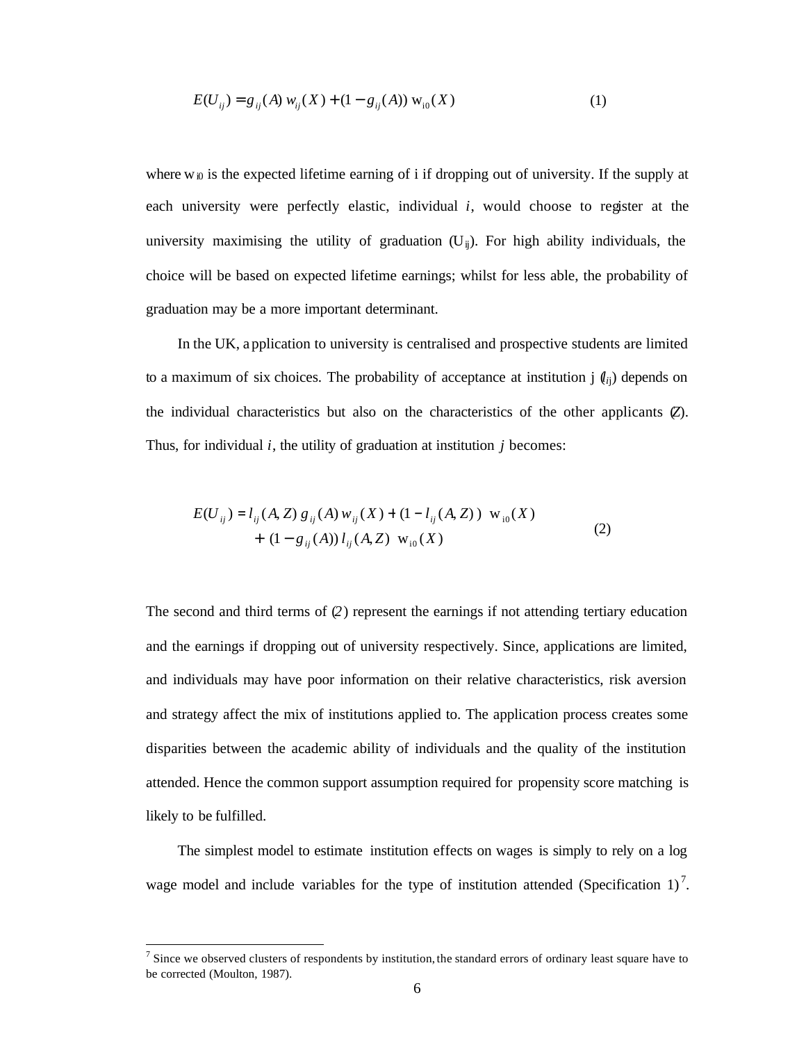$$E(U_{ij}) = g_{ij}(A)\, w_{ij}(X) + (1 - g_{ij}(A))\, \mathrm{w}_{i0}(X) \tag{1}$$

where $\mathrm{w}_{i0}$ is the expected lifetime earning of i if dropping out of university. If the supply at each university were perfectly elastic, individual $i$, would choose to register at the university maximising the utility of graduation ($U_{ij}$). For high ability individuals, the choice will be based on expected lifetime earnings; whilst for less able, the probability of graduation may be a more important determinant.

In the UK, application to university is centralised and prospective students are limited to a maximum of six choices. The probability of acceptance at institution j ($l_{ij}$) depends on the individual characteristics but also on the characteristics of the other applicants ($Z$). Thus, for individual $i$, the utility of graduation at institution $j$ becomes:

$$\begin{aligned} E(U_{ij}) = {} & l_{ij}(A,Z)\, g_{ij}(A)\, w_{ij}(X) + (1 - l_{ij}(A,Z))\ \ \mathrm{w}_{i0}(X) \\ & + (1 - g_{ij}(A))\, l_{ij}(A,Z)\ \ \mathrm{w}_{i0}(X) \end{aligned} \tag{2}$$

The second and third terms of (2) represent the earnings if not attending tertiary education and the earnings if dropping out of university respectively. Since, applications are limited, and individuals may have poor information on their relative characteristics, risk aversion and strategy affect the mix of institutions applied to. The application process creates some disparities between the academic ability of individuals and the quality of the institution attended. Hence the common support assumption required for propensity score matching is likely to be fulfilled.

The simplest model to estimate institution effects on wages is simply to rely on a log wage model and include variables for the type of institution attended (Specification 1)[7].

[7] Since we observed clusters of respondents by institution, the standard errors of ordinary least square have to be corrected (Moulton, 1987).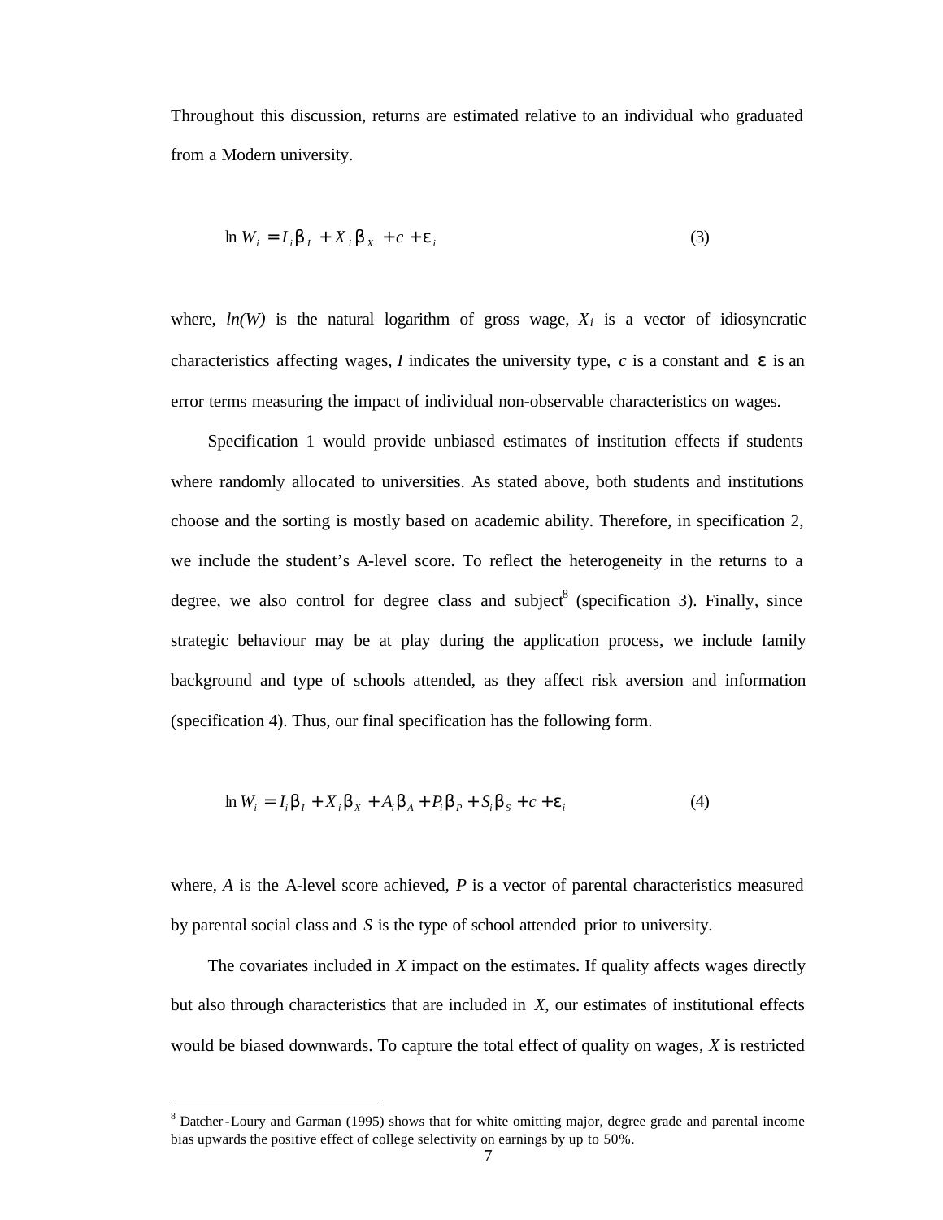Throughout this discussion, returns are estimated relative to an individual who graduated from a Modern university.

$$\ln W_i = I_i \beta_I + X_i \beta_X + c + \varepsilon_i \tag{3}$$

where, *ln(W)* is the natural logarithm of gross wage, $X_i$ is a vector of idiosyncratic characteristics affecting wages, *I* indicates the university type, *c* is a constant and $\varepsilon$ is an error terms measuring the impact of individual non-observable characteristics on wages.

Specification 1 would provide unbiased estimates of institution effects if students where randomly allocated to universities. As stated above, both students and institutions choose and the sorting is mostly based on academic ability. Therefore, in specification 2, we include the student's A-level score. To reflect the heterogeneity in the returns to a degree, we also control for degree class and subject[8] (specification 3). Finally, since strategic behaviour may be at play during the application process, we include family background and type of schools attended, as they affect risk aversion and information (specification 4). Thus, our final specification has the following form.

$$\ln W_i = I_i \beta_I + X_i \beta_X + A_i \beta_A + P_i \beta_P + S_i \beta_S + c + \varepsilon_i \tag{4}$$

where, *A* is the A-level score achieved, *P* is a vector of parental characteristics measured by parental social class and *S* is the type of school attended prior to university.

The covariates included in *X* impact on the estimates. If quality affects wages directly but also through characteristics that are included in *X*, our estimates of institutional effects would be biased downwards. To capture the total effect of quality on wages, *X* is restricted

[8] Datcher-Loury and Garman (1995) shows that for white omitting major, degree grade and parental income bias upwards the positive effect of college selectivity on earnings by up to 50%.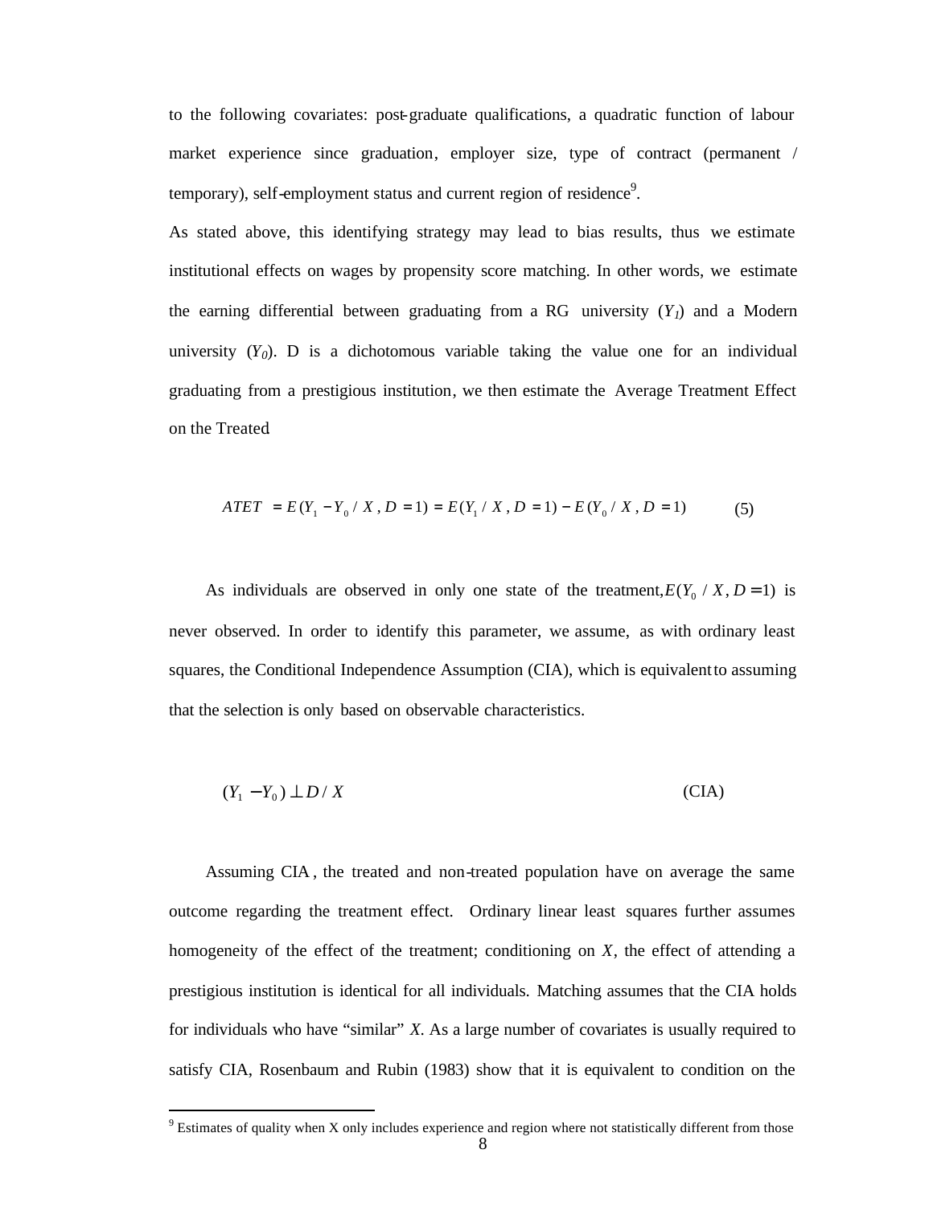to the following covariates: post-graduate qualifications, a quadratic function of labour market experience since graduation, employer size, type of contract (permanent / temporary), self-employment status and current region of residence[9].

As stated above, this identifying strategy may lead to bias results, thus we estimate institutional effects on wages by propensity score matching. In other words, we estimate the earning differential between graduating from a RG university ($Y_1$) and a Modern university ($Y_0$). D is a dichotomous variable taking the value one for an individual graduating from a prestigious institution, we then estimate the Average Treatment Effect on the Treated

$$ATET = E(Y_1 - Y_0 / X, D = 1) = E(Y_1 / X, D = 1) - E(Y_0 / X, D = 1) \qquad (5)$$

As individuals are observed in only one state of the treatment, $E(Y_0 / X, D = 1)$ is never observed. In order to identify this parameter, we assume, as with ordinary least squares, the Conditional Independence Assumption (CIA), which is equivalent to assuming that the selection is only based on observable characteristics.

$$(Y_1 - Y_0) \perp D / X \qquad \text{(CIA)}$$

Assuming CIA, the treated and non-treated population have on average the same outcome regarding the treatment effect. Ordinary linear least squares further assumes homogeneity of the effect of the treatment; conditioning on $X$, the effect of attending a prestigious institution is identical for all individuals. Matching assumes that the CIA holds for individuals who have "similar" $X$. As a large number of covariates is usually required to satisfy CIA, Rosenbaum and Rubin (1983) show that it is equivalent to condition on the

[9] Estimates of quality when X only includes experience and region where not statistically different from those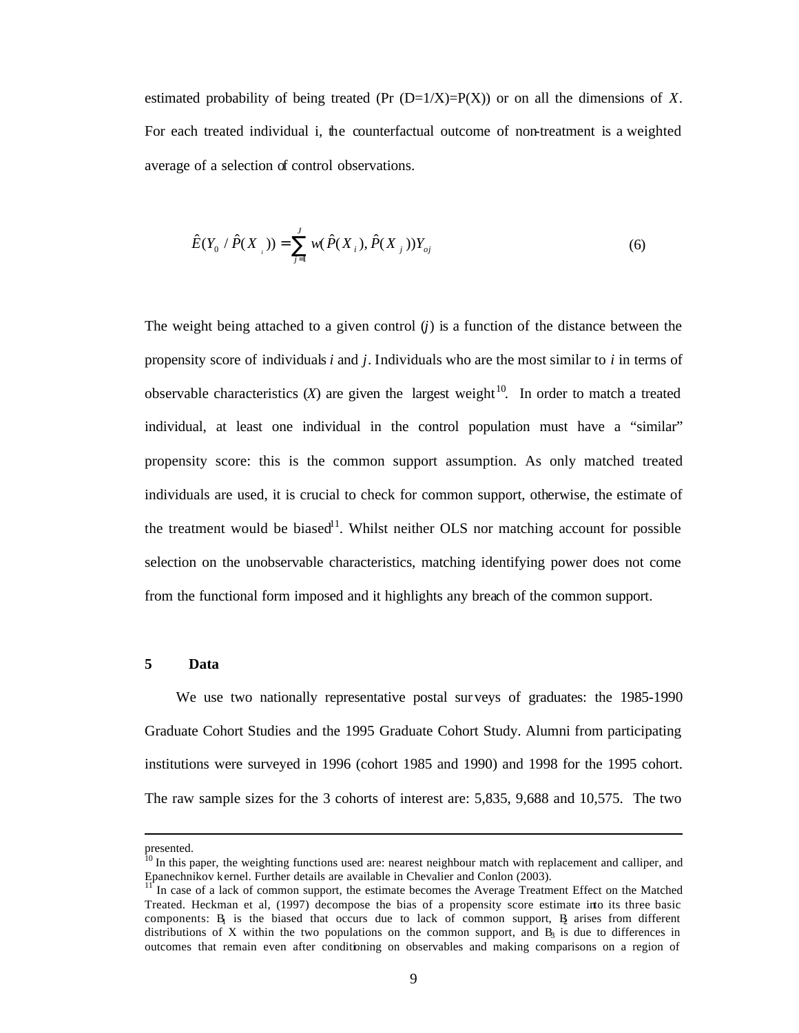estimated probability of being treated (Pr (D=1/X)=P(X)) or on all the dimensions of $X$. For each treated individual i, the counterfactual outcome of non-treatment is a weighted average of a selection of control observations.

$$\hat{E}(Y_0 / \hat{P}(X_i)) = \sum_{j=1}^{J} w(\hat{P}(X_i), \hat{P}(X_j))Y_{oj} \qquad (6)$$

The weight being attached to a given control ($j$) is a function of the distance between the propensity score of individuals $i$ and $j$. Individuals who are the most similar to $i$ in terms of observable characteristics ($X$) are given the largest weight[10]. In order to match a treated individual, at least one individual in the control population must have a "similar" propensity score: this is the common support assumption. As only matched treated individuals are used, it is crucial to check for common support, otherwise, the estimate of the treatment would be biased[11]. Whilst neither OLS nor matching account for possible selection on the unobservable characteristics, matching identifying power does not come from the functional form imposed and it highlights any breach of the common support.

## 5 Data

We use two nationally representative postal surveys of graduates: the 1985-1990 Graduate Cohort Studies and the 1995 Graduate Cohort Study. Alumni from participating institutions were surveyed in 1996 (cohort 1985 and 1990) and 1998 for the 1995 cohort. The raw sample sizes for the 3 cohorts of interest are: 5,835, 9,688 and 10,575. The two

---

presented.

[10] In this paper, the weighting functions used are: nearest neighbour match with replacement and calliper, and Epanechnikov kernel. Further details are available in Chevalier and Conlon (2003).

[11] In case of a lack of common support, the estimate becomes the Average Treatment Effect on the Matched Treated. Heckman et al, (1997) decompose the bias of a propensity score estimate into its three basic components: $B_1$ is the biased that occurs due to lack of common support, $B_2$ arises from different distributions of X within the two populations on the common support, and $B_3$ is due to differences in outcomes that remain even after conditioning on observables and making comparisons on a region of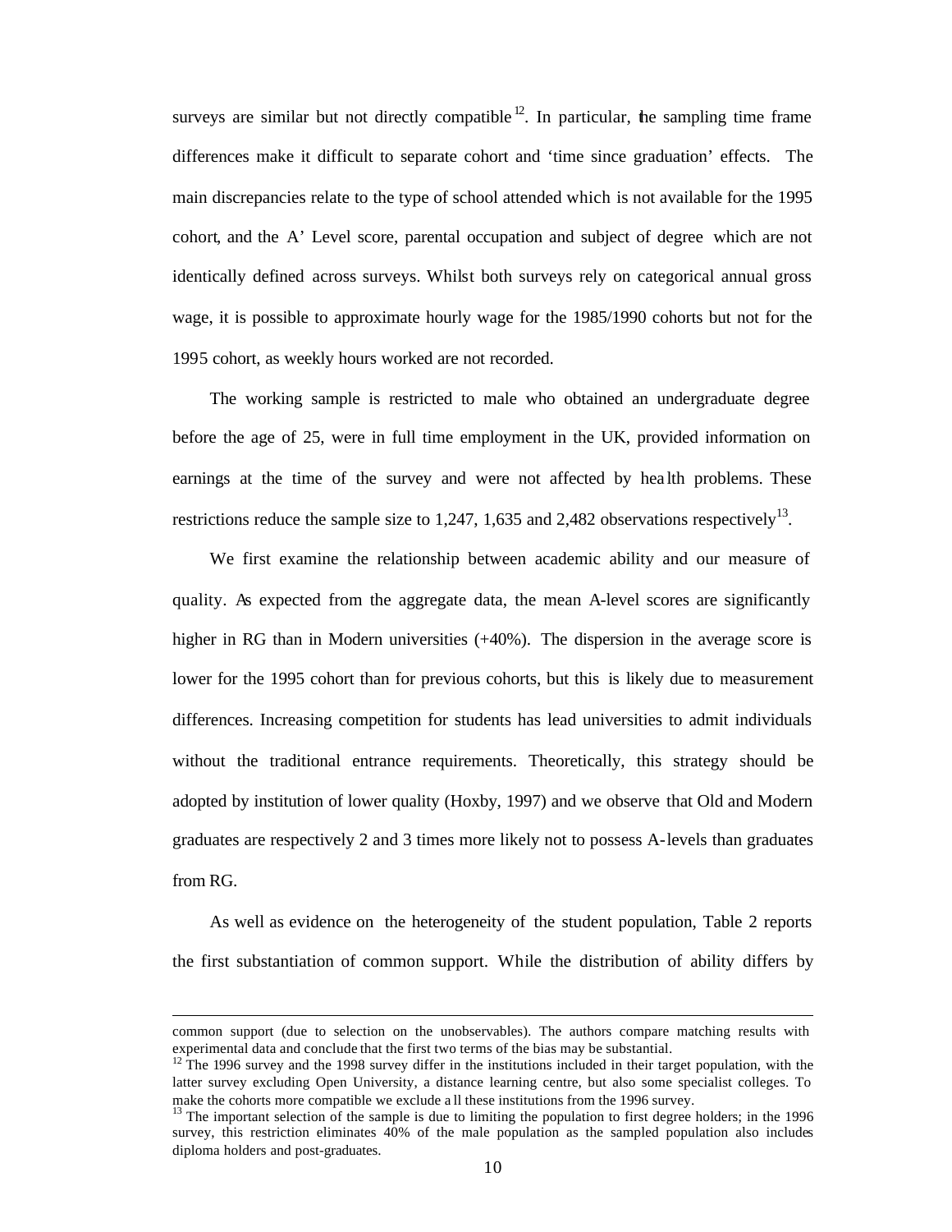surveys are similar but not directly compatible[12]. In particular, the sampling time frame differences make it difficult to separate cohort and 'time since graduation' effects. The main discrepancies relate to the type of school attended which is not available for the 1995 cohort, and the A' Level score, parental occupation and subject of degree which are not identically defined across surveys. Whilst both surveys rely on categorical annual gross wage, it is possible to approximate hourly wage for the 1985/1990 cohorts but not for the 1995 cohort, as weekly hours worked are not recorded.

The working sample is restricted to male who obtained an undergraduate degree before the age of 25, were in full time employment in the UK, provided information on earnings at the time of the survey and were not affected by health problems. These restrictions reduce the sample size to 1,247, 1,635 and 2,482 observations respectively[13].

We first examine the relationship between academic ability and our measure of quality. As expected from the aggregate data, the mean A-level scores are significantly higher in RG than in Modern universities (+40%). The dispersion in the average score is lower for the 1995 cohort than for previous cohorts, but this is likely due to measurement differences. Increasing competition for students has lead universities to admit individuals without the traditional entrance requirements. Theoretically, this strategy should be adopted by institution of lower quality (Hoxby, 1997) and we observe that Old and Modern graduates are respectively 2 and 3 times more likely not to possess A-levels than graduates from RG.

As well as evidence on the heterogeneity of the student population, Table 2 reports the first substantiation of common support. While the distribution of ability differs by

---

common support (due to selection on the unobservables). The authors compare matching results with experimental data and conclude that the first two terms of the bias may be substantial.

[12] The 1996 survey and the 1998 survey differ in the institutions included in their target population, with the latter survey excluding Open University, a distance learning centre, but also some specialist colleges. To make the cohorts more compatible we exclude all these institutions from the 1996 survey.

[13] The important selection of the sample is due to limiting the population to first degree holders; in the 1996 survey, this restriction eliminates 40% of the male population as the sampled population also includes diploma holders and post-graduates.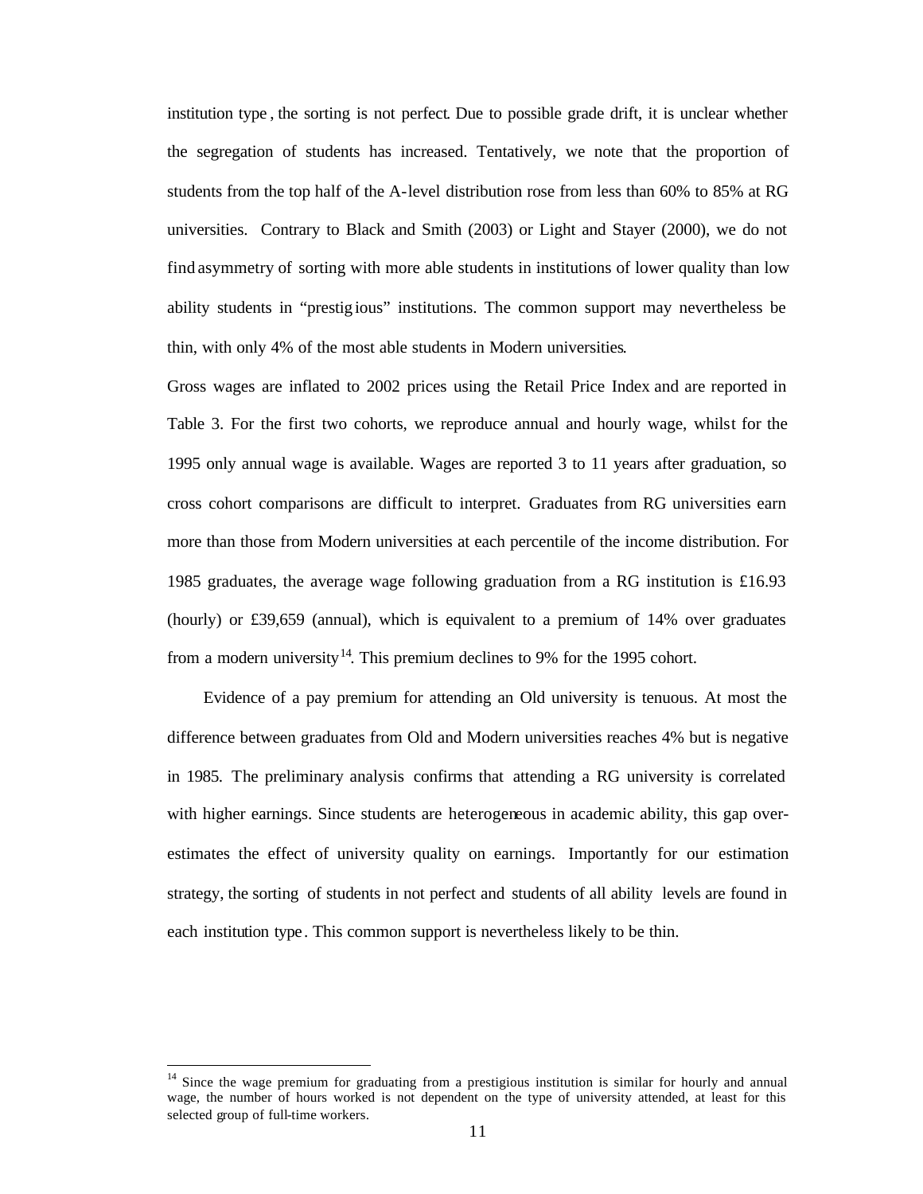institution type, the sorting is not perfect. Due to possible grade drift, it is unclear whether the segregation of students has increased. Tentatively, we note that the proportion of students from the top half of the A-level distribution rose from less than 60% to 85% at RG universities. Contrary to Black and Smith (2003) or Light and Stayer (2000), we do not find asymmetry of sorting with more able students in institutions of lower quality than low ability students in "prestigious" institutions. The common support may nevertheless be thin, with only 4% of the most able students in Modern universities.

Gross wages are inflated to 2002 prices using the Retail Price Index and are reported in Table 3. For the first two cohorts, we reproduce annual and hourly wage, whilst for the 1995 only annual wage is available. Wages are reported 3 to 11 years after graduation, so cross cohort comparisons are difficult to interpret. Graduates from RG universities earn more than those from Modern universities at each percentile of the income distribution. For 1985 graduates, the average wage following graduation from a RG institution is £16.93 (hourly) or £39,659 (annual), which is equivalent to a premium of 14% over graduates from a modern university[14]. This premium declines to 9% for the 1995 cohort.

Evidence of a pay premium for attending an Old university is tenuous. At most the difference between graduates from Old and Modern universities reaches 4% but is negative in 1985. The preliminary analysis confirms that attending a RG university is correlated with higher earnings. Since students are heterogeneous in academic ability, this gap over-estimates the effect of university quality on earnings. Importantly for our estimation strategy, the sorting of students in not perfect and students of all ability levels are found in each institution type. This common support is nevertheless likely to be thin.

[14] Since the wage premium for graduating from a prestigious institution is similar for hourly and annual wage, the number of hours worked is not dependent on the type of university attended, at least for this selected group of full-time workers.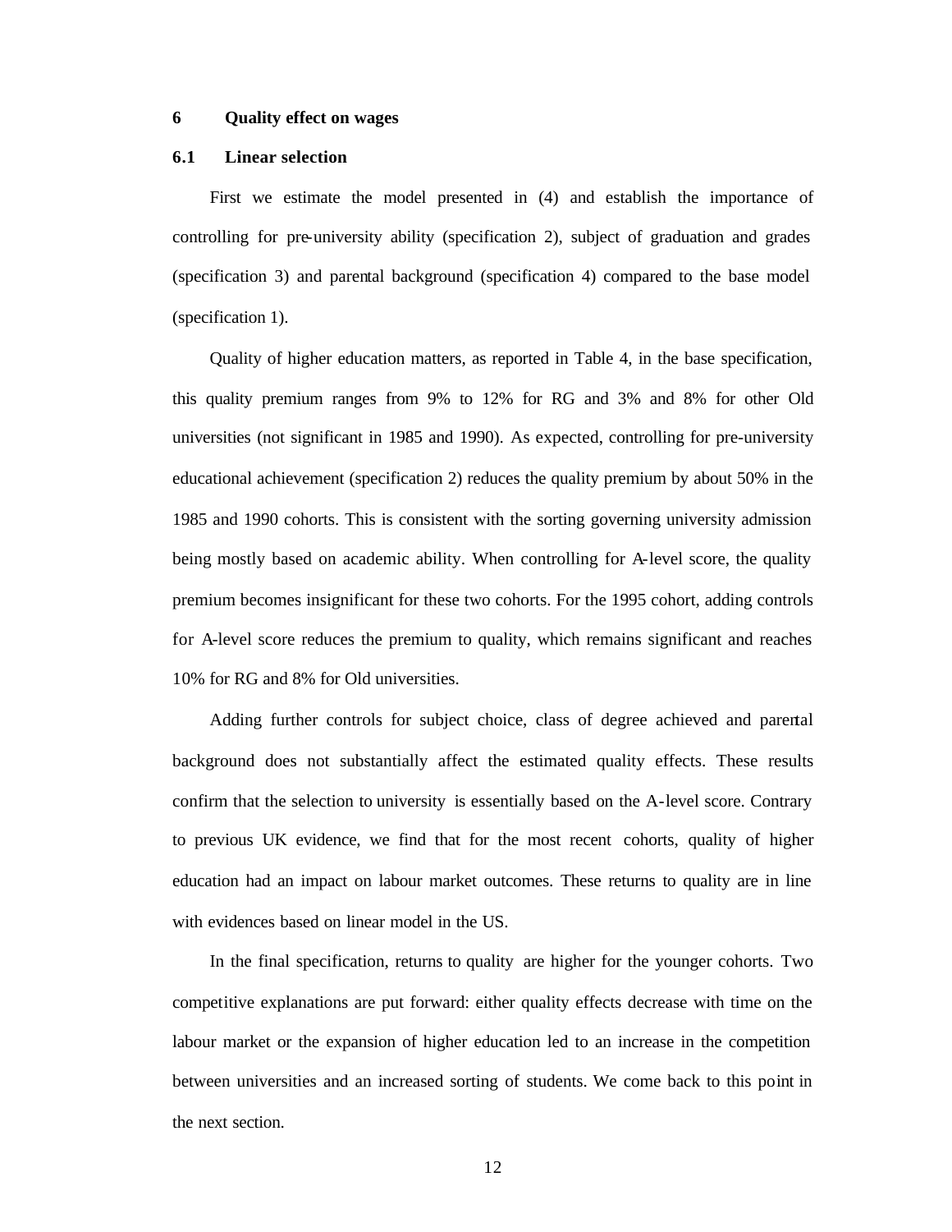# 6 Quality effect on wages

## 6.1 Linear selection

First we estimate the model presented in (4) and establish the importance of controlling for pre-university ability (specification 2), subject of graduation and grades (specification 3) and parental background (specification 4) compared to the base model (specification 1).

Quality of higher education matters, as reported in Table 4, in the base specification, this quality premium ranges from 9% to 12% for RG and 3% and 8% for other Old universities (not significant in 1985 and 1990). As expected, controlling for pre-university educational achievement (specification 2) reduces the quality premium by about 50% in the 1985 and 1990 cohorts. This is consistent with the sorting governing university admission being mostly based on academic ability. When controlling for A-level score, the quality premium becomes insignificant for these two cohorts. For the 1995 cohort, adding controls for A-level score reduces the premium to quality, which remains significant and reaches 10% for RG and 8% for Old universities.

Adding further controls for subject choice, class of degree achieved and parental background does not substantially affect the estimated quality effects. These results confirm that the selection to university is essentially based on the A-level score. Contrary to previous UK evidence, we find that for the most recent cohorts, quality of higher education had an impact on labour market outcomes. These returns to quality are in line with evidences based on linear model in the US.

In the final specification, returns to quality are higher for the younger cohorts. Two competitive explanations are put forward: either quality effects decrease with time on the labour market or the expansion of higher education led to an increase in the competition between universities and an increased sorting of students. We come back to this point in the next section.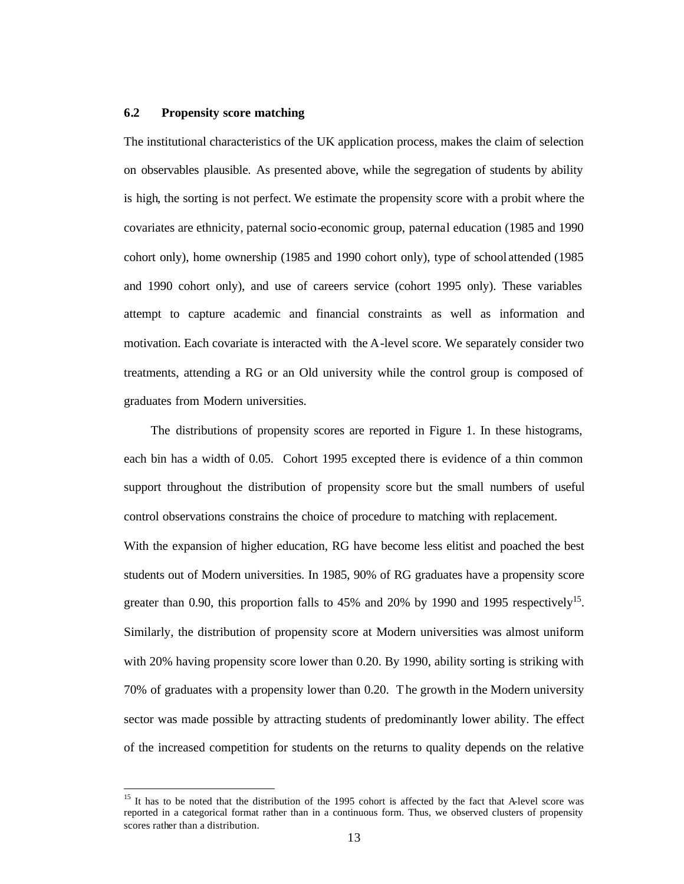### 6.2 Propensity score matching

The institutional characteristics of the UK application process, makes the claim of selection on observables plausible. As presented above, while the segregation of students by ability is high, the sorting is not perfect. We estimate the propensity score with a probit where the covariates are ethnicity, paternal socio-economic group, paternal education (1985 and 1990 cohort only), home ownership (1985 and 1990 cohort only), type of school attended (1985 and 1990 cohort only), and use of careers service (cohort 1995 only). These variables attempt to capture academic and financial constraints as well as information and motivation. Each covariate is interacted with the A-level score. We separately consider two treatments, attending a RG or an Old university while the control group is composed of graduates from Modern universities.

The distributions of propensity scores are reported in Figure 1. In these histograms, each bin has a width of 0.05. Cohort 1995 excepted there is evidence of a thin common support throughout the distribution of propensity score but the small numbers of useful control observations constrains the choice of procedure to matching with replacement.

With the expansion of higher education, RG have become less elitist and poached the best students out of Modern universities. In 1985, 90% of RG graduates have a propensity score greater than 0.90, this proportion falls to 45% and 20% by 1990 and 1995 respectively[15]. Similarly, the distribution of propensity score at Modern universities was almost uniform with 20% having propensity score lower than 0.20. By 1990, ability sorting is striking with 70% of graduates with a propensity lower than 0.20. The growth in the Modern university sector was made possible by attracting students of predominantly lower ability. The effect of the increased competition for students on the returns to quality depends on the relative

---

[15] It has to be noted that the distribution of the 1995 cohort is affected by the fact that A-level score was reported in a categorical format rather than in a continuous form. Thus, we observed clusters of propensity scores rather than a distribution.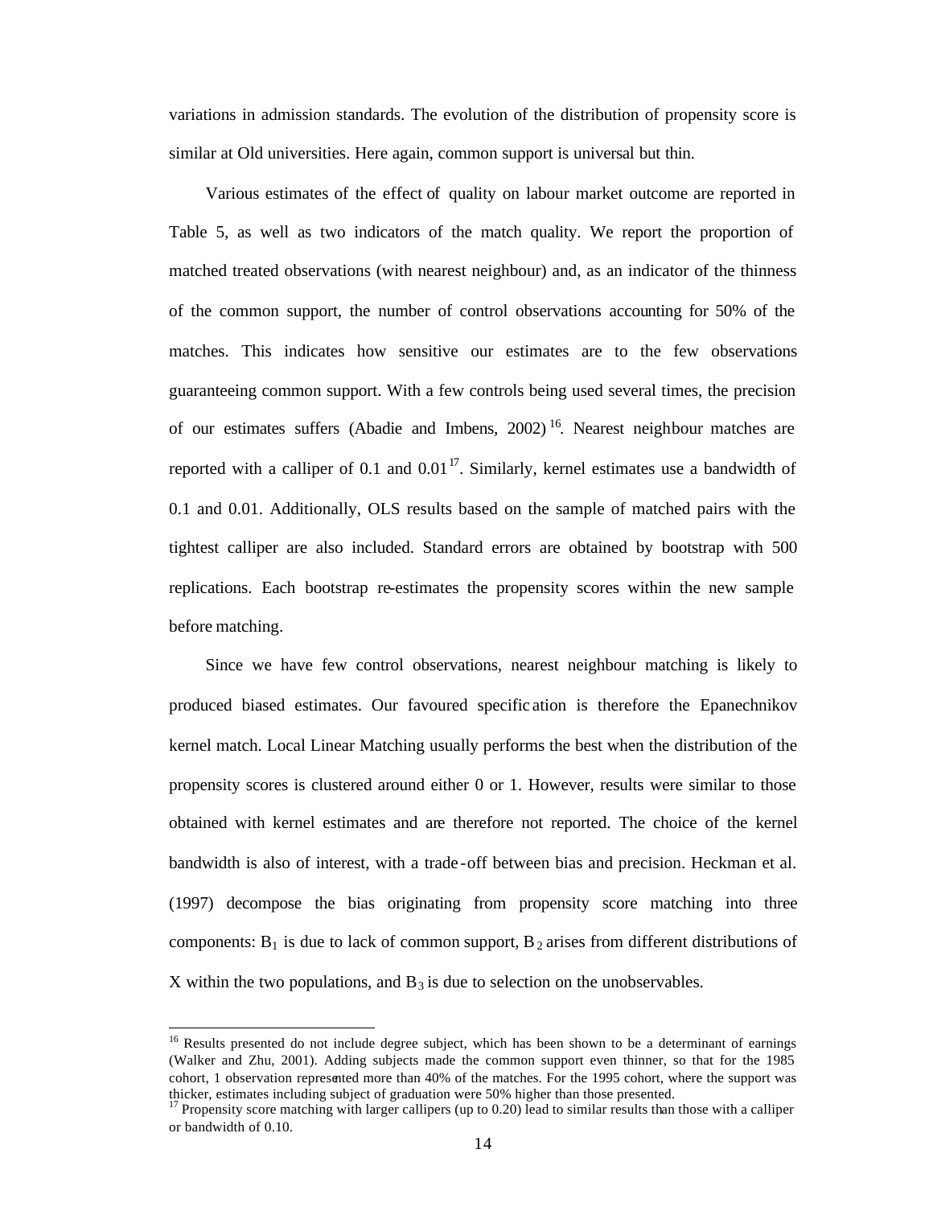variations in admission standards. The evolution of the distribution of propensity score is similar at Old universities. Here again, common support is universal but thin.

Various estimates of the effect of quality on labour market outcome are reported in Table 5, as well as two indicators of the match quality. We report the proportion of matched treated observations (with nearest neighbour) and, as an indicator of the thinness of the common support, the number of control observations accounting for 50% of the matches. This indicates how sensitive our estimates are to the few observations guaranteeing common support. With a few controls being used several times, the precision of our estimates suffers (Abadie and Imbens, 2002)[16]. Nearest neighbour matches are reported with a calliper of 0.1 and 0.01[17]. Similarly, kernel estimates use a bandwidth of 0.1 and 0.01. Additionally, OLS results based on the sample of matched pairs with the tightest calliper are also included. Standard errors are obtained by bootstrap with 500 replications. Each bootstrap re-estimates the propensity scores within the new sample before matching.

Since we have few control observations, nearest neighbour matching is likely to produced biased estimates. Our favoured specification is therefore the Epanechnikov kernel match. Local Linear Matching usually performs the best when the distribution of the propensity scores is clustered around either 0 or 1. However, results were similar to those obtained with kernel estimates and are therefore not reported. The choice of the kernel bandwidth is also of interest, with a trade-off between bias and precision. Heckman et al. (1997) decompose the bias originating from propensity score matching into three components: $B_1$ is due to lack of common support, $B_2$ arises from different distributions of X within the two populations, and $B_3$ is due to selection on the unobservables.

---

[16] Results presented do not include degree subject, which has been shown to be a determinant of earnings (Walker and Zhu, 2001). Adding subjects made the common support even thinner, so that for the 1985 cohort, 1 observation represented more than 40% of the matches. For the 1995 cohort, where the support was thicker, estimates including subject of graduation were 50% higher than those presented.

[17] Propensity score matching with larger callipers (up to 0.20) lead to similar results than those with a calliper or bandwidth of 0.10.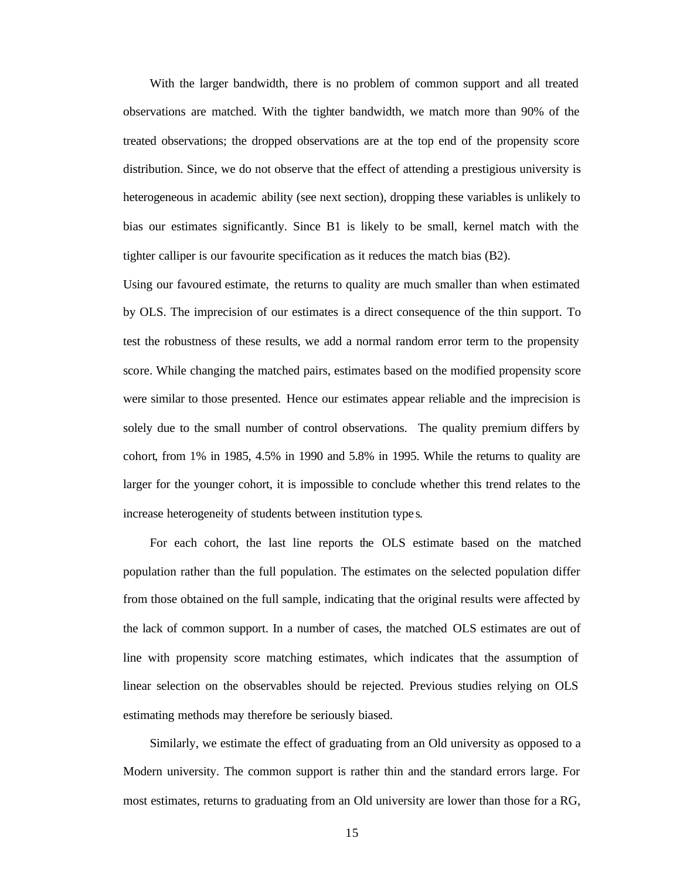With the larger bandwidth, there is no problem of common support and all treated observations are matched. With the tighter bandwidth, we match more than 90% of the treated observations; the dropped observations are at the top end of the propensity score distribution. Since, we do not observe that the effect of attending a prestigious university is heterogeneous in academic ability (see next section), dropping these variables is unlikely to bias our estimates significantly. Since B1 is likely to be small, kernel match with the tighter calliper is our favourite specification as it reduces the match bias (B2).

Using our favoured estimate, the returns to quality are much smaller than when estimated by OLS. The imprecision of our estimates is a direct consequence of the thin support. To test the robustness of these results, we add a normal random error term to the propensity score. While changing the matched pairs, estimates based on the modified propensity score were similar to those presented. Hence our estimates appear reliable and the imprecision is solely due to the small number of control observations. The quality premium differs by cohort, from 1% in 1985, 4.5% in 1990 and 5.8% in 1995. While the returns to quality are larger for the younger cohort, it is impossible to conclude whether this trend relates to the increase heterogeneity of students between institution types.

For each cohort, the last line reports the OLS estimate based on the matched population rather than the full population. The estimates on the selected population differ from those obtained on the full sample, indicating that the original results were affected by the lack of common support. In a number of cases, the matched OLS estimates are out of line with propensity score matching estimates, which indicates that the assumption of linear selection on the observables should be rejected. Previous studies relying on OLS estimating methods may therefore be seriously biased.

Similarly, we estimate the effect of graduating from an Old university as opposed to a Modern university. The common support is rather thin and the standard errors large. For most estimates, returns to graduating from an Old university are lower than those for a RG,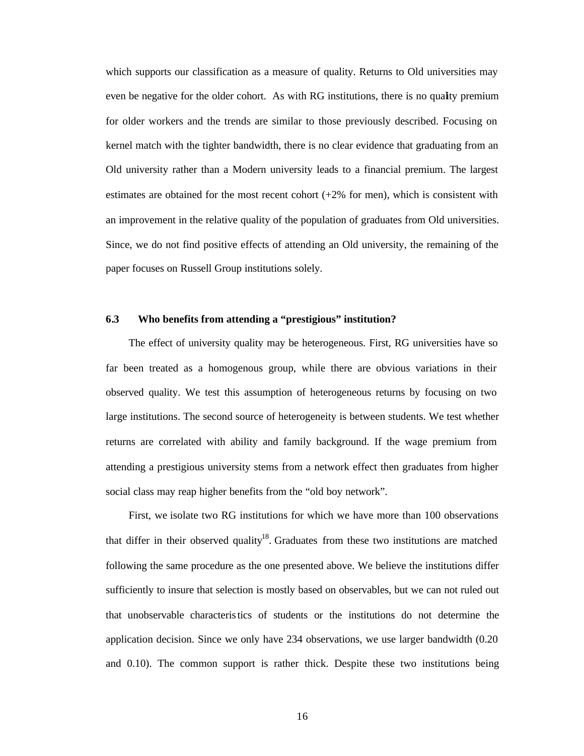which supports our classification as a measure of quality. Returns to Old universities may even be negative for the older cohort. As with RG institutions, there is no quality premium for older workers and the trends are similar to those previously described. Focusing on kernel match with the tighter bandwidth, there is no clear evidence that graduating from an Old university rather than a Modern university leads to a financial premium. The largest estimates are obtained for the most recent cohort (+2% for men), which is consistent with an improvement in the relative quality of the population of graduates from Old universities. Since, we do not find positive effects of attending an Old university, the remaining of the paper focuses on Russell Group institutions solely.

### 6.3 Who benefits from attending a "prestigious" institution?

The effect of university quality may be heterogeneous. First, RG universities have so far been treated as a homogenous group, while there are obvious variations in their observed quality. We test this assumption of heterogeneous returns by focusing on two large institutions. The second source of heterogeneity is between students. We test whether returns are correlated with ability and family background. If the wage premium from attending a prestigious university stems from a network effect then graduates from higher social class may reap higher benefits from the "old boy network".

First, we isolate two RG institutions for which we have more than 100 observations that differ in their observed quality[18]. Graduates from these two institutions are matched following the same procedure as the one presented above. We believe the institutions differ sufficiently to insure that selection is mostly based on observables, but we can not ruled out that unobservable characteristics of students or the institutions do not determine the application decision. Since we only have 234 observations, we use larger bandwidth (0.20 and 0.10). The common support is rather thick. Despite these two institutions being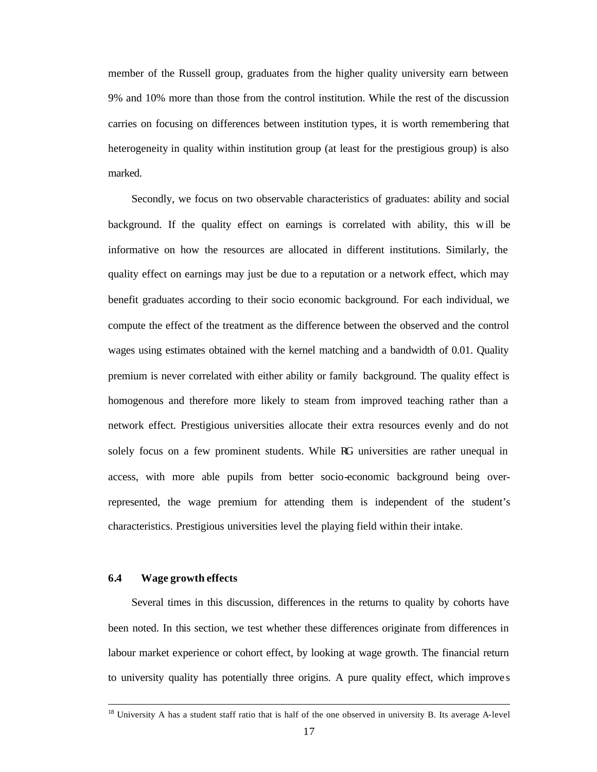member of the Russell group, graduates from the higher quality university earn between 9% and 10% more than those from the control institution. While the rest of the discussion carries on focusing on differences between institution types, it is worth remembering that heterogeneity in quality within institution group (at least for the prestigious group) is also marked.

Secondly, we focus on two observable characteristics of graduates: ability and social background. If the quality effect on earnings is correlated with ability, this will be informative on how the resources are allocated in different institutions. Similarly, the quality effect on earnings may just be due to a reputation or a network effect, which may benefit graduates according to their socio economic background. For each individual, we compute the effect of the treatment as the difference between the observed and the control wages using estimates obtained with the kernel matching and a bandwidth of 0.01. Quality premium is never correlated with either ability or family background. The quality effect is homogenous and therefore more likely to steam from improved teaching rather than a network effect. Prestigious universities allocate their extra resources evenly and do not solely focus on a few prominent students. While RG universities are rather unequal in access, with more able pupils from better socio-economic background being over-represented, the wage premium for attending them is independent of the student's characteristics. Prestigious universities level the playing field within their intake.

### 6.4 Wage growth effects

Several times in this discussion, differences in the returns to quality by cohorts have been noted. In this section, we test whether these differences originate from differences in labour market experience or cohort effect, by looking at wage growth. The financial return to university quality has potentially three origins. A pure quality effect, which improves

[18] University A has a student staff ratio that is half of the one observed in university B. Its average A-level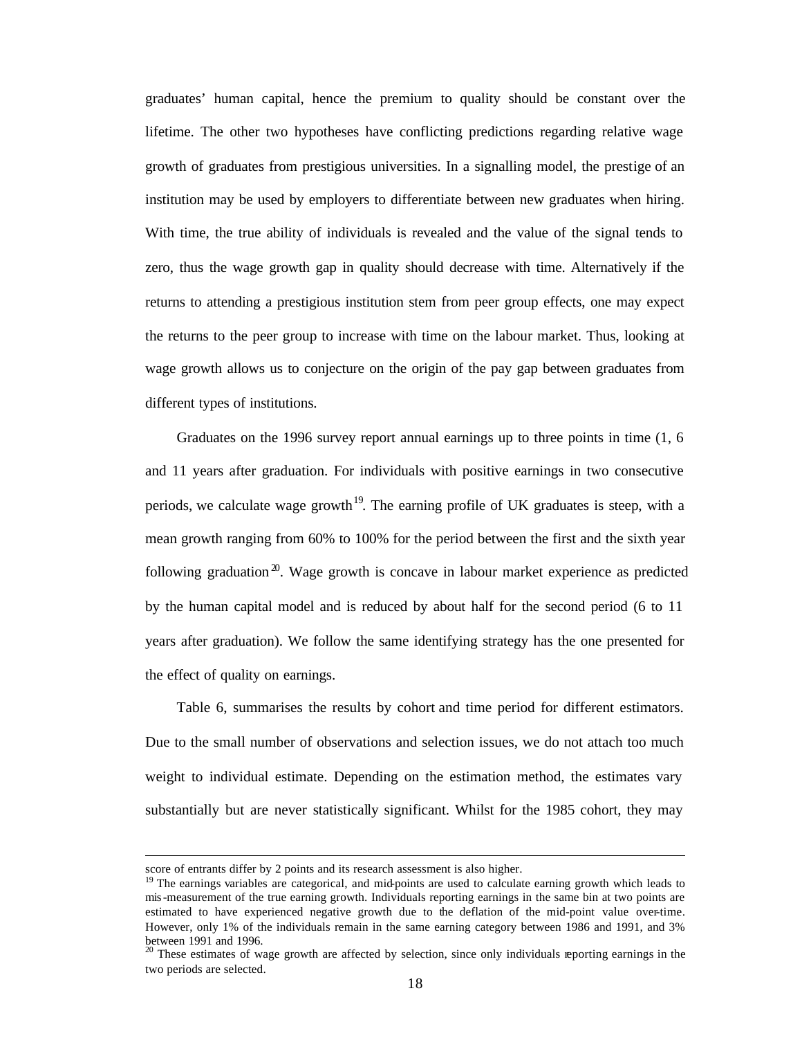graduates' human capital, hence the premium to quality should be constant over the lifetime. The other two hypotheses have conflicting predictions regarding relative wage growth of graduates from prestigious universities. In a signalling model, the prestige of an institution may be used by employers to differentiate between new graduates when hiring. With time, the true ability of individuals is revealed and the value of the signal tends to zero, thus the wage growth gap in quality should decrease with time. Alternatively if the returns to attending a prestigious institution stem from peer group effects, one may expect the returns to the peer group to increase with time on the labour market. Thus, looking at wage growth allows us to conjecture on the origin of the pay gap between graduates from different types of institutions.

Graduates on the 1996 survey report annual earnings up to three points in time (1, 6 and 11 years after graduation. For individuals with positive earnings in two consecutive periods, we calculate wage growth[19]. The earning profile of UK graduates is steep, with a mean growth ranging from 60% to 100% for the period between the first and the sixth year following graduation[20]. Wage growth is concave in labour market experience as predicted by the human capital model and is reduced by about half for the second period (6 to 11 years after graduation). We follow the same identifying strategy has the one presented for the effect of quality on earnings.

Table 6, summarises the results by cohort and time period for different estimators. Due to the small number of observations and selection issues, we do not attach too much weight to individual estimate. Depending on the estimation method, the estimates vary substantially but are never statistically significant. Whilst for the 1985 cohort, they may

---

score of entrants differ by 2 points and its research assessment is also higher.

[19] The earnings variables are categorical, and mid-points are used to calculate earning growth which leads to mis-measurement of the true earning growth. Individuals reporting earnings in the same bin at two points are estimated to have experienced negative growth due to the deflation of the mid-point value over-time. However, only 1% of the individuals remain in the same earning category between 1986 and 1991, and 3% between 1991 and 1996.

[20] These estimates of wage growth are affected by selection, since only individuals reporting earnings in the two periods are selected.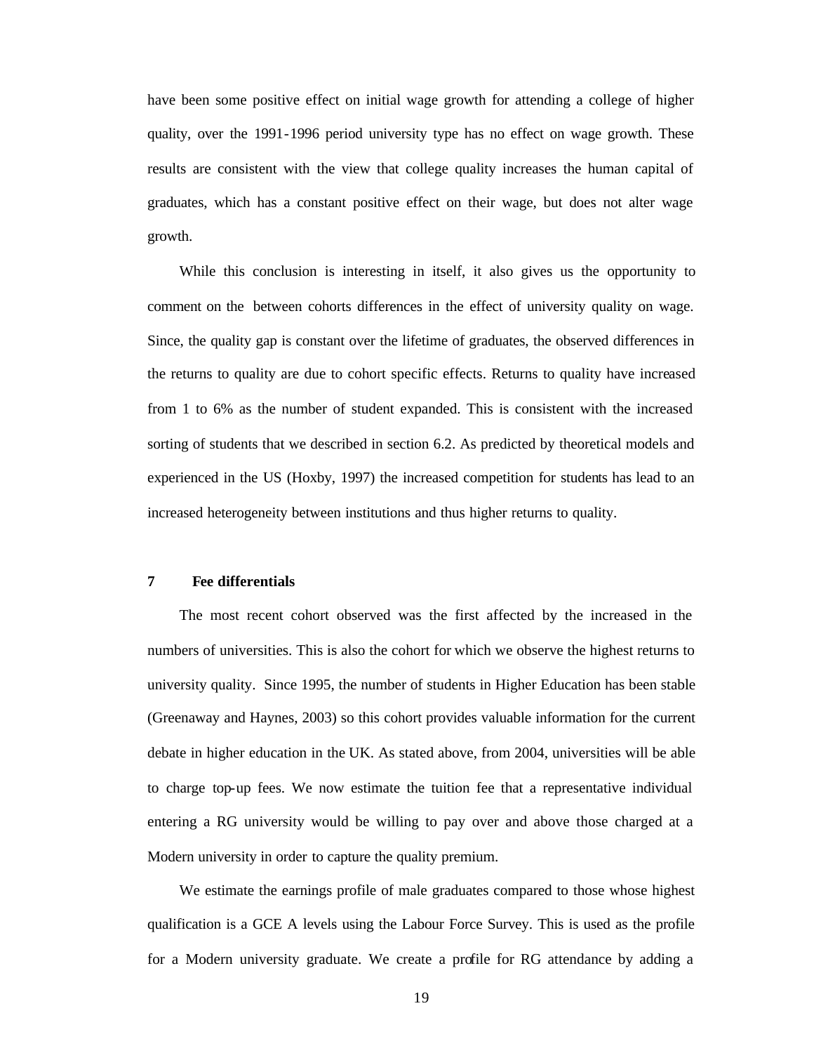have been some positive effect on initial wage growth for attending a college of higher quality, over the 1991-1996 period university type has no effect on wage growth. These results are consistent with the view that college quality increases the human capital of graduates, which has a constant positive effect on their wage, but does not alter wage growth.

While this conclusion is interesting in itself, it also gives us the opportunity to comment on the between cohorts differences in the effect of university quality on wage. Since, the quality gap is constant over the lifetime of graduates, the observed differences in the returns to quality are due to cohort specific effects. Returns to quality have increased from 1 to 6% as the number of student expanded. This is consistent with the increased sorting of students that we described in section 6.2. As predicted by theoretical models and experienced in the US (Hoxby, 1997) the increased competition for students has lead to an increased heterogeneity between institutions and thus higher returns to quality.

## 7 Fee differentials

The most recent cohort observed was the first affected by the increased in the numbers of universities. This is also the cohort for which we observe the highest returns to university quality. Since 1995, the number of students in Higher Education has been stable (Greenaway and Haynes, 2003) so this cohort provides valuable information for the current debate in higher education in the UK. As stated above, from 2004, universities will be able to charge top-up fees. We now estimate the tuition fee that a representative individual entering a RG university would be willing to pay over and above those charged at a Modern university in order to capture the quality premium.

We estimate the earnings profile of male graduates compared to those whose highest qualification is a GCE A levels using the Labour Force Survey. This is used as the profile for a Modern university graduate. We create a profile for RG attendance by adding a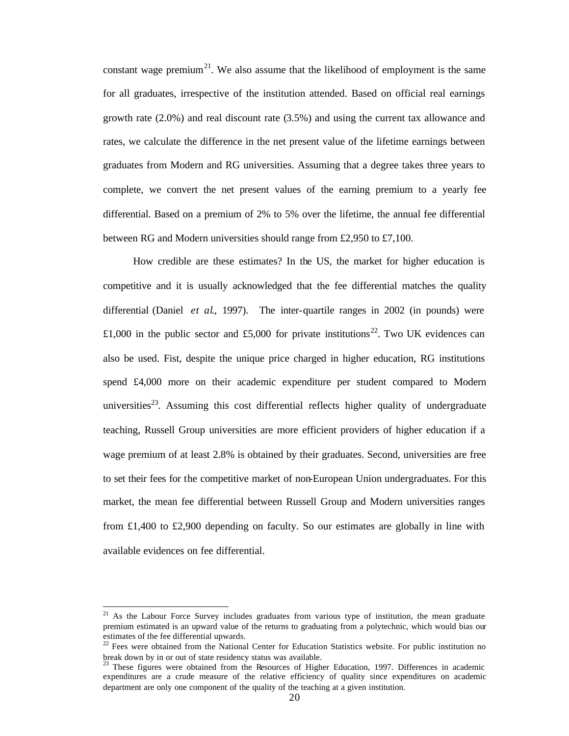constant wage premium[21]. We also assume that the likelihood of employment is the same for all graduates, irrespective of the institution attended. Based on official real earnings growth rate (2.0%) and real discount rate (3.5%) and using the current tax allowance and rates, we calculate the difference in the net present value of the lifetime earnings between graduates from Modern and RG universities. Assuming that a degree takes three years to complete, we convert the net present values of the earning premium to a yearly fee differential. Based on a premium of 2% to 5% over the lifetime, the annual fee differential between RG and Modern universities should range from £2,950 to £7,100.

How credible are these estimates? In the US, the market for higher education is competitive and it is usually acknowledged that the fee differential matches the quality differential (Daniel *et al.*, 1997). The inter-quartile ranges in 2002 (in pounds) were £1,000 in the public sector and £5,000 for private institutions[22]. Two UK evidences can also be used. Fist, despite the unique price charged in higher education, RG institutions spend £4,000 more on their academic expenditure per student compared to Modern universities[23]. Assuming this cost differential reflects higher quality of undergraduate teaching, Russell Group universities are more efficient providers of higher education if a wage premium of at least 2.8% is obtained by their graduates. Second, universities are free to set their fees for the competitive market of non-European Union undergraduates. For this market, the mean fee differential between Russell Group and Modern universities ranges from £1,400 to £2,900 depending on faculty. So our estimates are globally in line with available evidences on fee differential.

---

[21] As the Labour Force Survey includes graduates from various type of institution, the mean graduate premium estimated is an upward value of the returns to graduating from a polytechnic, which would bias our estimates of the fee differential upwards.

[22] Fees were obtained from the National Center for Education Statistics website. For public institution no break down by in or out of state residency status was available.

[23] These figures were obtained from the Resources of Higher Education, 1997. Differences in academic expenditures are a crude measure of the relative efficiency of quality since expenditures on academic department are only one component of the quality of the teaching at a given institution.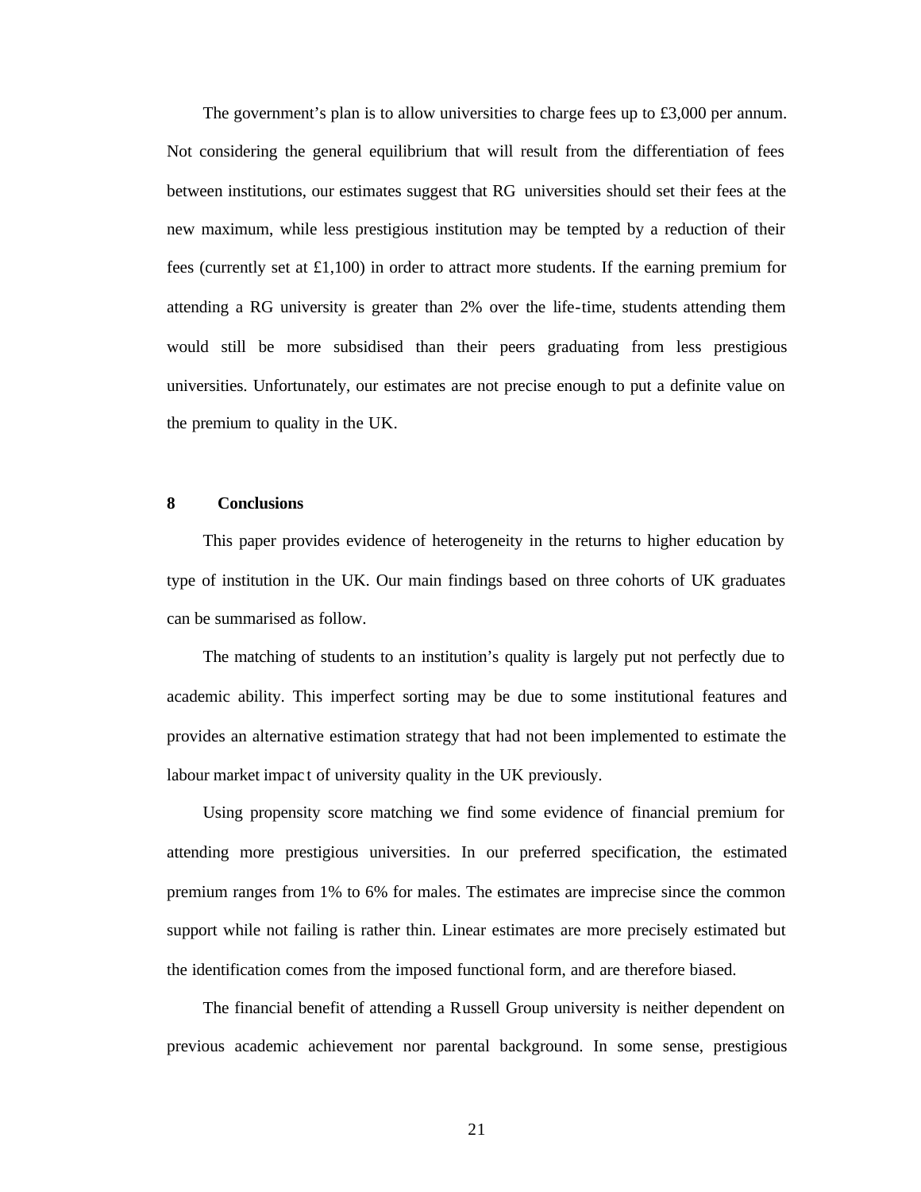The government's plan is to allow universities to charge fees up to £3,000 per annum. Not considering the general equilibrium that will result from the differentiation of fees between institutions, our estimates suggest that RG universities should set their fees at the new maximum, while less prestigious institution may be tempted by a reduction of their fees (currently set at £1,100) in order to attract more students. If the earning premium for attending a RG university is greater than 2% over the life-time, students attending them would still be more subsidised than their peers graduating from less prestigious universities. Unfortunately, our estimates are not precise enough to put a definite value on the premium to quality in the UK.

## 8 Conclusions

This paper provides evidence of heterogeneity in the returns to higher education by type of institution in the UK. Our main findings based on three cohorts of UK graduates can be summarised as follow.

The matching of students to an institution's quality is largely put not perfectly due to academic ability. This imperfect sorting may be due to some institutional features and provides an alternative estimation strategy that had not been implemented to estimate the labour market impact of university quality in the UK previously.

Using propensity score matching we find some evidence of financial premium for attending more prestigious universities. In our preferred specification, the estimated premium ranges from 1% to 6% for males. The estimates are imprecise since the common support while not failing is rather thin. Linear estimates are more precisely estimated but the identification comes from the imposed functional form, and are therefore biased.

The financial benefit of attending a Russell Group university is neither dependent on previous academic achievement nor parental background. In some sense, prestigious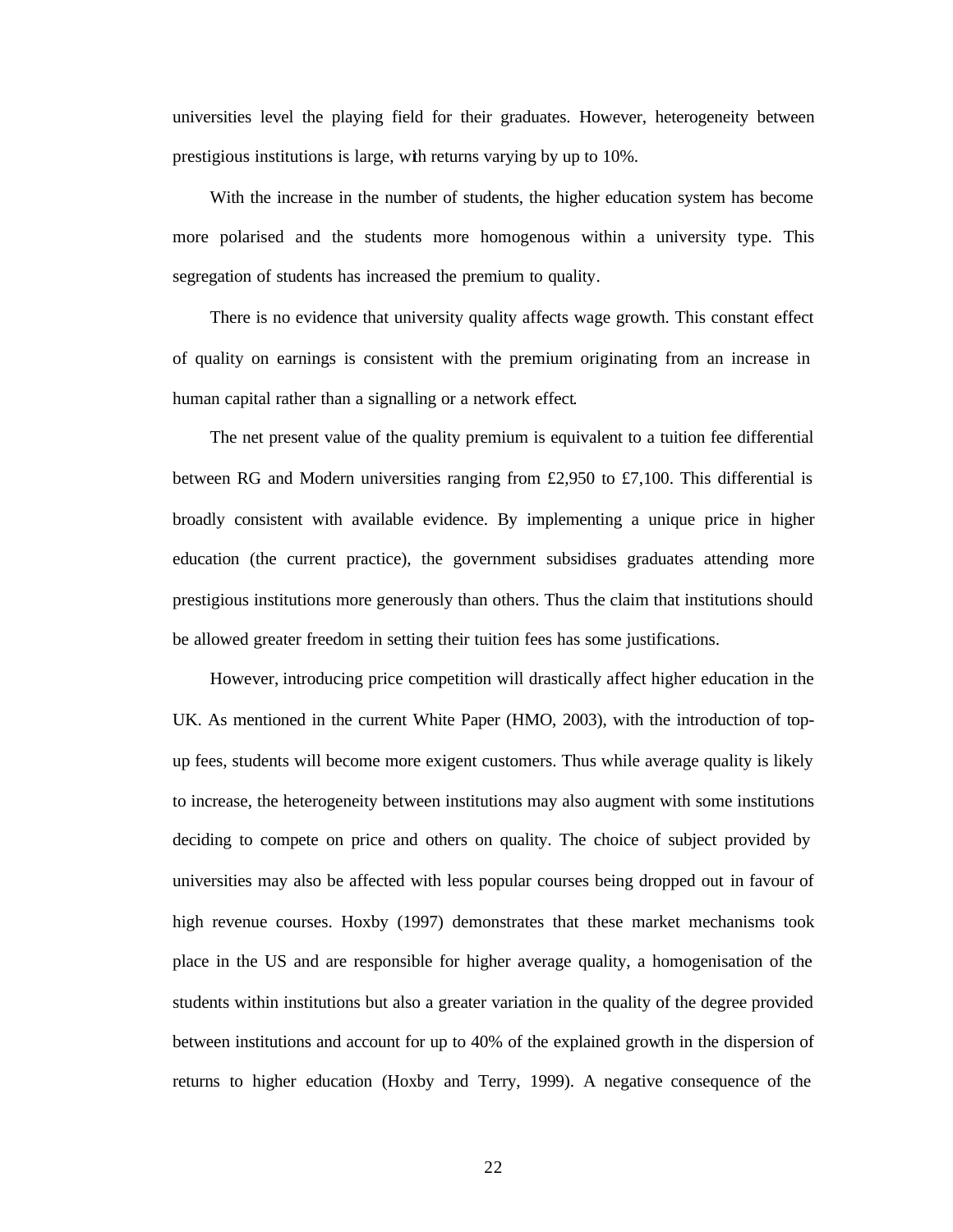universities level the playing field for their graduates. However, heterogeneity between prestigious institutions is large, with returns varying by up to 10%.

With the increase in the number of students, the higher education system has become more polarised and the students more homogenous within a university type. This segregation of students has increased the premium to quality.

There is no evidence that university quality affects wage growth. This constant effect of quality on earnings is consistent with the premium originating from an increase in human capital rather than a signalling or a network effect.

The net present value of the quality premium is equivalent to a tuition fee differential between RG and Modern universities ranging from £2,950 to £7,100. This differential is broadly consistent with available evidence. By implementing a unique price in higher education (the current practice), the government subsidises graduates attending more prestigious institutions more generously than others. Thus the claim that institutions should be allowed greater freedom in setting their tuition fees has some justifications.

However, introducing price competition will drastically affect higher education in the UK. As mentioned in the current White Paper (HMO, 2003), with the introduction of top-up fees, students will become more exigent customers. Thus while average quality is likely to increase, the heterogeneity between institutions may also augment with some institutions deciding to compete on price and others on quality. The choice of subject provided by universities may also be affected with less popular courses being dropped out in favour of high revenue courses. Hoxby (1997) demonstrates that these market mechanisms took place in the US and are responsible for higher average quality, a homogenisation of the students within institutions but also a greater variation in the quality of the degree provided between institutions and account for up to 40% of the explained growth in the dispersion of returns to higher education (Hoxby and Terry, 1999). A negative consequence of the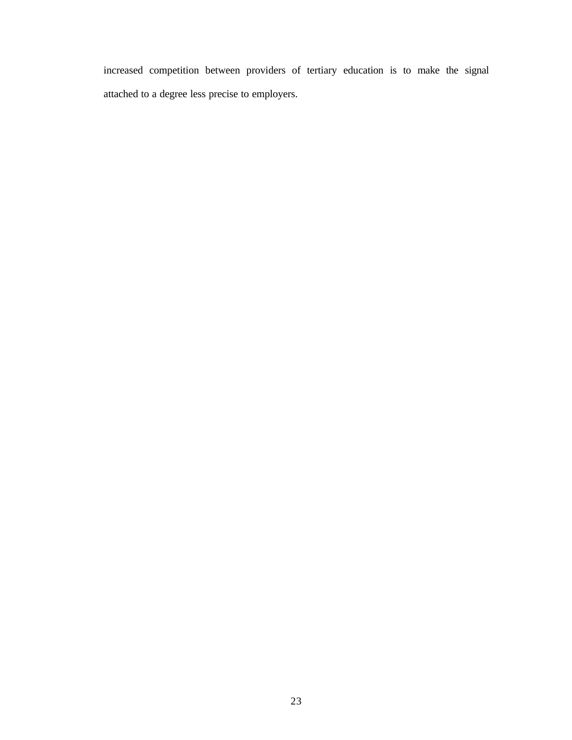increased competition between providers of tertiary education is to make the signal attached to a degree less precise to employers.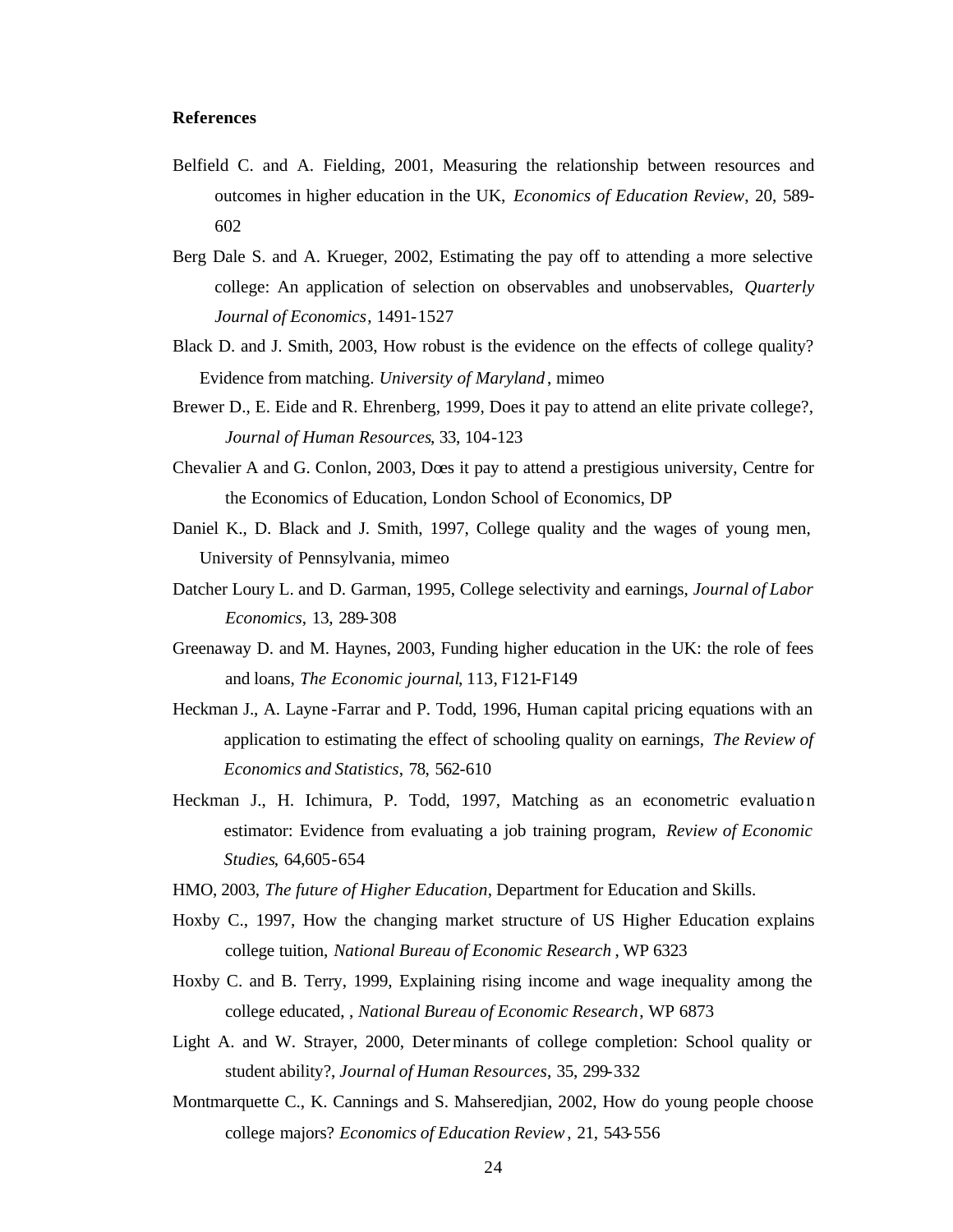**References**

Belfield C. and A. Fielding, 2001, Measuring the relationship between resources and outcomes in higher education in the UK, *Economics of Education Review*, 20, 589-602

Berg Dale S. and A. Krueger, 2002, Estimating the pay off to attending a more selective college: An application of selection on observables and unobservables, *Quarterly Journal of Economics*, 1491-1527

Black D. and J. Smith, 2003, How robust is the evidence on the effects of college quality? Evidence from matching. *University of Maryland*, mimeo

Brewer D., E. Eide and R. Ehrenberg, 1999, Does it pay to attend an elite private college?, *Journal of Human Resources*, 33, 104-123

Chevalier A and G. Conlon, 2003, Does it pay to attend a prestigious university, Centre for the Economics of Education, London School of Economics, DP

Daniel K., D. Black and J. Smith, 1997, College quality and the wages of young men, University of Pennsylvania, mimeo

Datcher Loury L. and D. Garman, 1995, College selectivity and earnings, *Journal of Labor Economics*, 13, 289-308

Greenaway D. and M. Haynes, 2003, Funding higher education in the UK: the role of fees and loans, *The Economic journal*, 113, F121-F149

Heckman J., A. Layne-Farrar and P. Todd, 1996, Human capital pricing equations with an application to estimating the effect of schooling quality on earnings, *The Review of Economics and Statistics*, 78, 562-610

Heckman J., H. Ichimura, P. Todd, 1997, Matching as an econometric evaluation estimator: Evidence from evaluating a job training program, *Review of Economic Studies*, 64,605-654

HMO, 2003, *The future of Higher Education*, Department for Education and Skills.

Hoxby C., 1997, How the changing market structure of US Higher Education explains college tuition, *National Bureau of Economic Research*, WP 6323

Hoxby C. and B. Terry, 1999, Explaining rising income and wage inequality among the college educated, , *National Bureau of Economic Research*, WP 6873

Light A. and W. Strayer, 2000, Determinants of college completion: School quality or student ability?, *Journal of Human Resources*, 35, 299-332

Montmarquette C., K. Cannings and S. Mahseredjian, 2002, How do young people choose college majors? *Economics of Education Review*, 21, 543-556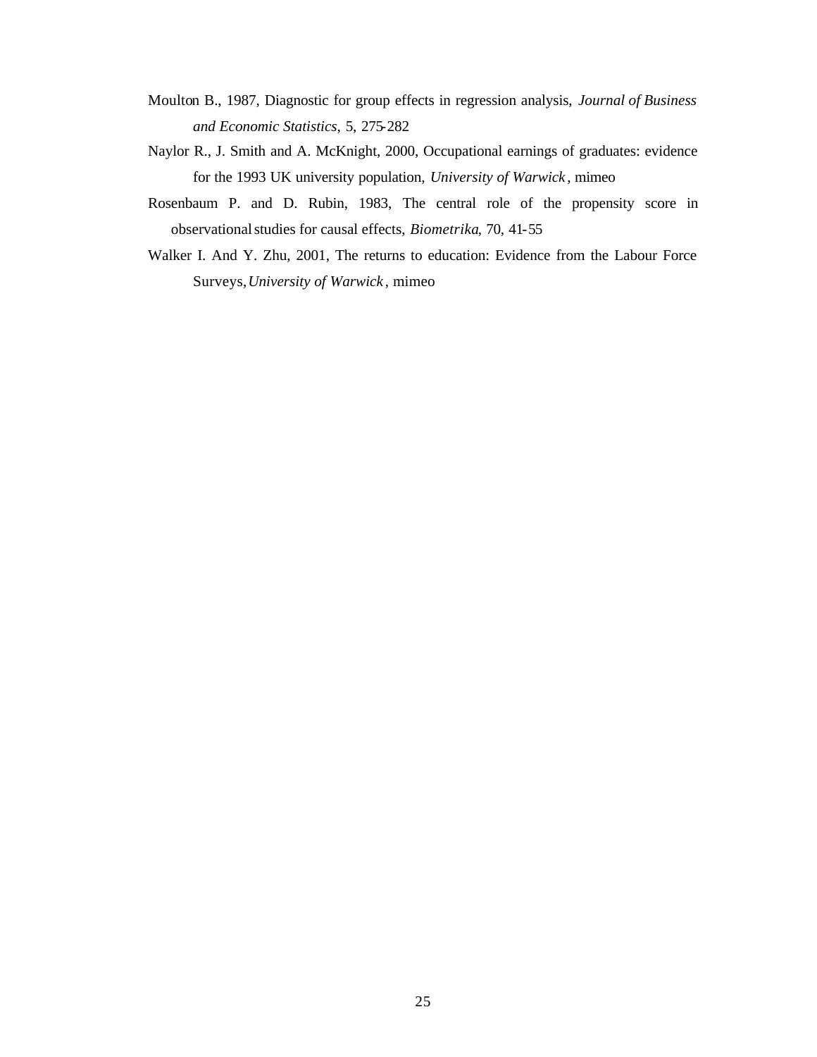Moulton B., 1987, Diagnostic for group effects in regression analysis, *Journal of Business and Economic Statistics*, 5, 275-282

Naylor R., J. Smith and A. McKnight, 2000, Occupational earnings of graduates: evidence for the 1993 UK university population, *University of Warwick*, mimeo

Rosenbaum P. and D. Rubin, 1983, The central role of the propensity score in observational studies for causal effects, *Biometrika*, 70, 41-55

Walker I. And Y. Zhu, 2001, The returns to education: Evidence from the Labour Force Surveys, *University of Warwick*, mimeo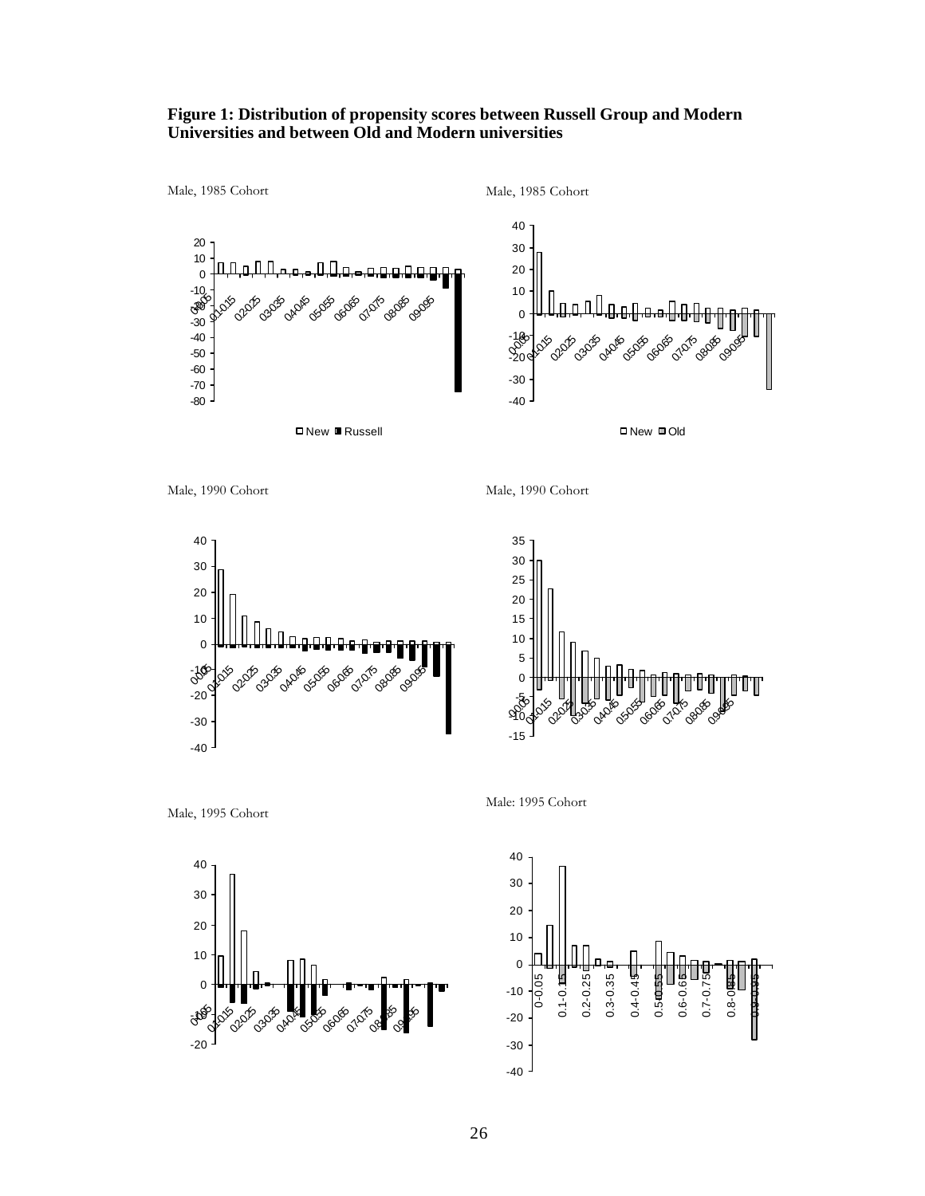**Figure 1: Distribution of propensity scores between Russell Group and Modern Universities and between Old and Modern universities**

Male, 1985 Cohort

Male, 1985 Cohort

Male, 1990 Cohort

Male, 1990 Cohort

Male, 1995 Cohort

Male: 1995 Cohort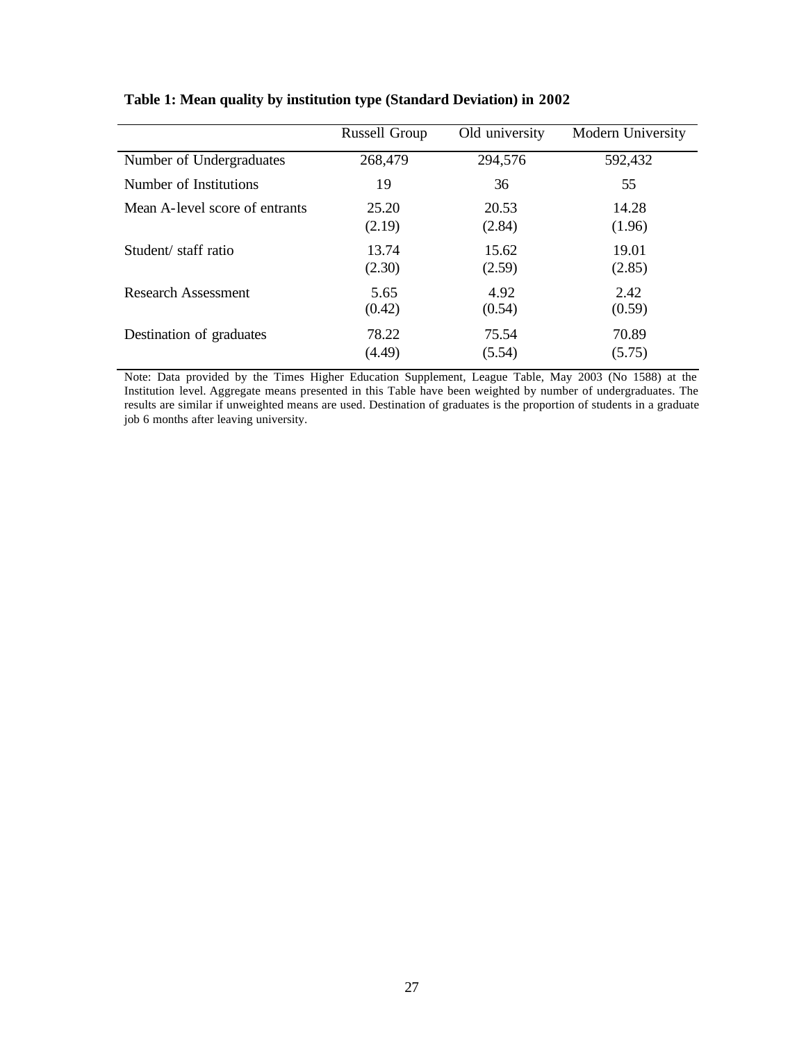**Table 1: Mean quality by institution type (Standard Deviation) in 2002**

| | Russell Group | Old university | Modern University |
|---|---|---|---|
| Number of Undergraduates | 268,479 | 294,576 | 592,432 |
| Number of Institutions | 19 | 36 | 55 |
| Mean A-level score of entrants | 25.20 | 20.53 | 14.28 |
| | (2.19) | (2.84) | (1.96) |
| Student/ staff ratio | 13.74 | 15.62 | 19.01 |
| | (2.30) | (2.59) | (2.85) |
| Research Assessment | 5.65 | 4.92 | 2.42 |
| | (0.42) | (0.54) | (0.59) |
| Destination of graduates | 78.22 | 75.54 | 70.89 |
| | (4.49) | (5.54) | (5.75) |

Note: Data provided by the Times Higher Education Supplement, League Table, May 2003 (No 1588) at the Institution level. Aggregate means presented in this Table have been weighted by number of undergraduates. The results are similar if unweighted means are used. Destination of graduates is the proportion of students in a graduate job 6 months after leaving university.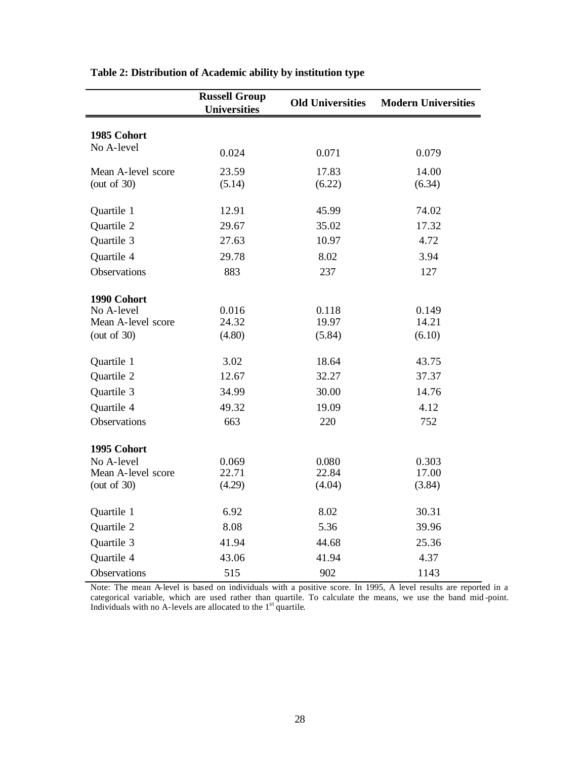**Table 2: Distribution of Academic ability by institution type**

| | Russell Group Universities | Old Universities | Modern Universities |
|---|---|---|---|
| **1985 Cohort** | | | |
| No A-level | 0.024 | 0.071 | 0.079 |
| Mean A-level score | 23.59 | 17.83 | 14.00 |
| (out of 30) | (5.14) | (6.22) | (6.34) |
| Quartile 1 | 12.91 | 45.99 | 74.02 |
| Quartile 2 | 29.67 | 35.02 | 17.32 |
| Quartile 3 | 27.63 | 10.97 | 4.72 |
| Quartile 4 | 29.78 | 8.02 | 3.94 |
| Observations | 883 | 237 | 127 |
| **1990 Cohort** | | | |
| No A-level | 0.016 | 0.118 | 0.149 |
| Mean A-level score | 24.32 | 19.97 | 14.21 |
| (out of 30) | (4.80) | (5.84) | (6.10) |
| Quartile 1 | 3.02 | 18.64 | 43.75 |
| Quartile 2 | 12.67 | 32.27 | 37.37 |
| Quartile 3 | 34.99 | 30.00 | 14.76 |
| Quartile 4 | 49.32 | 19.09 | 4.12 |
| Observations | 663 | 220 | 752 |
| **1995 Cohort** | | | |
| No A-level | 0.069 | 0.080 | 0.303 |
| Mean A-level score | 22.71 | 22.84 | 17.00 |
| (out of 30) | (4.29) | (4.04) | (3.84) |
| Quartile 1 | 6.92 | 8.02 | 30.31 |
| Quartile 2 | 8.08 | 5.36 | 39.96 |
| Quartile 3 | 41.94 | 44.68 | 25.36 |
| Quartile 4 | 43.06 | 41.94 | 4.37 |
| Observations | 515 | 902 | 1143 |

Note: The mean A-level is based on individuals with a positive score. In 1995, A level results are reported in a categorical variable, which are used rather than quartile. To calculate the means, we use the band mid-point. Individuals with no A-levels are allocated to the 1st quartile.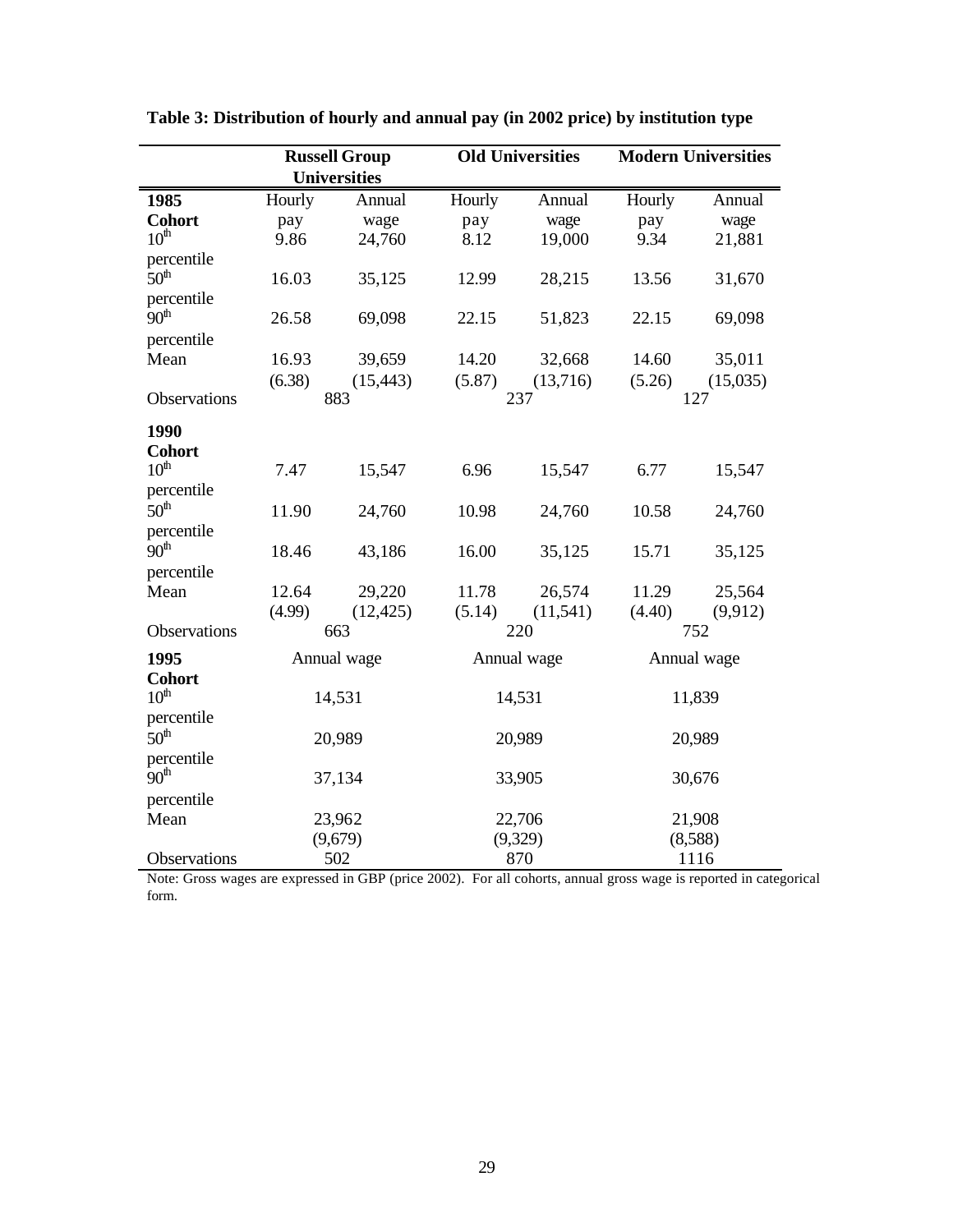**Table 3: Distribution of hourly and annual pay (in 2002 price) by institution type**

| | Russell Group Universities | | Old Universities | | Modern Universities | |
|---|---|---|---|---|---|---|
| **1985 Cohort** | Hourly pay | Annual wage | Hourly pay | Annual wage | Hourly pay | Annual wage |
| 10th percentile | 9.86 | 24,760 | 8.12 | 19,000 | 9.34 | 21,881 |
| 50th percentile | 16.03 | 35,125 | 12.99 | 28,215 | 13.56 | 31,670 |
| 90th percentile | 26.58 | 69,098 | 22.15 | 51,823 | 22.15 | 69,098 |
| Mean | 16.93 | 39,659 | 14.20 | 32,668 | 14.60 | 35,011 |
| | (6.38) | (15,443) | (5.87) | (13,716) | (5.26) | (15,035) |
| Observations | 883 | | 237 | | 127 | |
| **1990 Cohort** | | | | | | |
| 10th percentile | 7.47 | 15,547 | 6.96 | 15,547 | 6.77 | 15,547 |
| 50th percentile | 11.90 | 24,760 | 10.98 | 24,760 | 10.58 | 24,760 |
| 90th percentile | 18.46 | 43,186 | 16.00 | 35,125 | 15.71 | 35,125 |
| Mean | 12.64 | 29,220 | 11.78 | 26,574 | 11.29 | 25,564 |
| | (4.99) | (12,425) | (5.14) | (11,541) | (4.40) | (9,912) |
| Observations | 663 | | 220 | | 752 | |
| **1995 Cohort** | Annual wage | | Annual wage | | Annual wage | |
| 10th percentile | 14,531 | | 14,531 | | 11,839 | |
| 50th percentile | 20,989 | | 20,989 | | 20,989 | |
| 90th percentile | 37,134 | | 33,905 | | 30,676 | |
| Mean | 23,962 | | 22,706 | | 21,908 | |
| | (9,679) | | (9,329) | | (8,588) | |
| Observations | 502 | | 870 | | 1116 | |

Note: Gross wages are expressed in GBP (price 2002). For all cohorts, annual gross wage is reported in categorical form.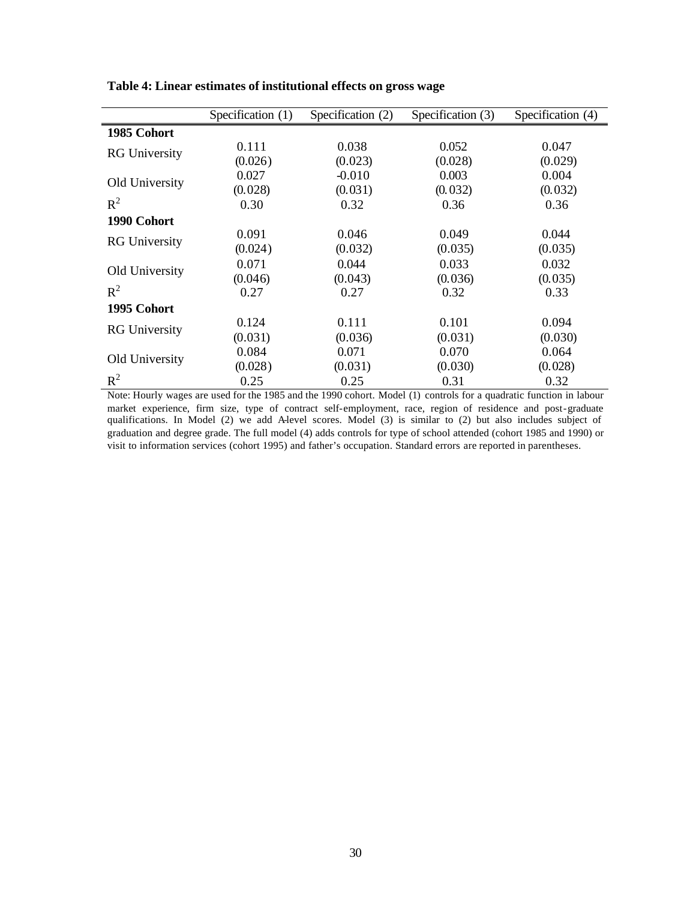**Table 4: Linear estimates of institutional effects on gross wage**

| | Specification (1) | Specification (2) | Specification (3) | Specification (4) |
|---|---|---|---|---|
| **1985 Cohort** | | | | |
| RG University | 0.111 | 0.038 | 0.052 | 0.047 |
| | (0.026) | (0.023) | (0.028) | (0.029) |
| Old University | 0.027 | -0.010 | 0.003 | 0.004 |
| | (0.028) | (0.031) | (0.032) | (0.032) |
| $R^2$ | 0.30 | 0.32 | 0.36 | 0.36 |
| **1990 Cohort** | | | | |
| RG University | 0.091 | 0.046 | 0.049 | 0.044 |
| | (0.024) | (0.032) | (0.035) | (0.035) |
| Old University | 0.071 | 0.044 | 0.033 | 0.032 |
| | (0.046) | (0.043) | (0.036) | (0.035) |
| $R^2$ | 0.27 | 0.27 | 0.32 | 0.33 |
| **1995 Cohort** | | | | |
| RG University | 0.124 | 0.111 | 0.101 | 0.094 |
| | (0.031) | (0.036) | (0.031) | (0.030) |
| Old University | 0.084 | 0.071 | 0.070 | 0.064 |
| | (0.028) | (0.031) | (0.030) | (0.028) |
| $R^2$ | 0.25 | 0.25 | 0.31 | 0.32 |

Note: Hourly wages are used for the 1985 and the 1990 cohort. Model (1) controls for a quadratic function in labour market experience, firm size, type of contract self-employment, race, region of residence and post-graduate qualifications. In Model (2) we add A-level scores. Model (3) is similar to (2) but also includes subject of graduation and degree grade. The full model (4) adds controls for type of school attended (cohort 1985 and 1990) or visit to information services (cohort 1995) and father's occupation. Standard errors are reported in parentheses.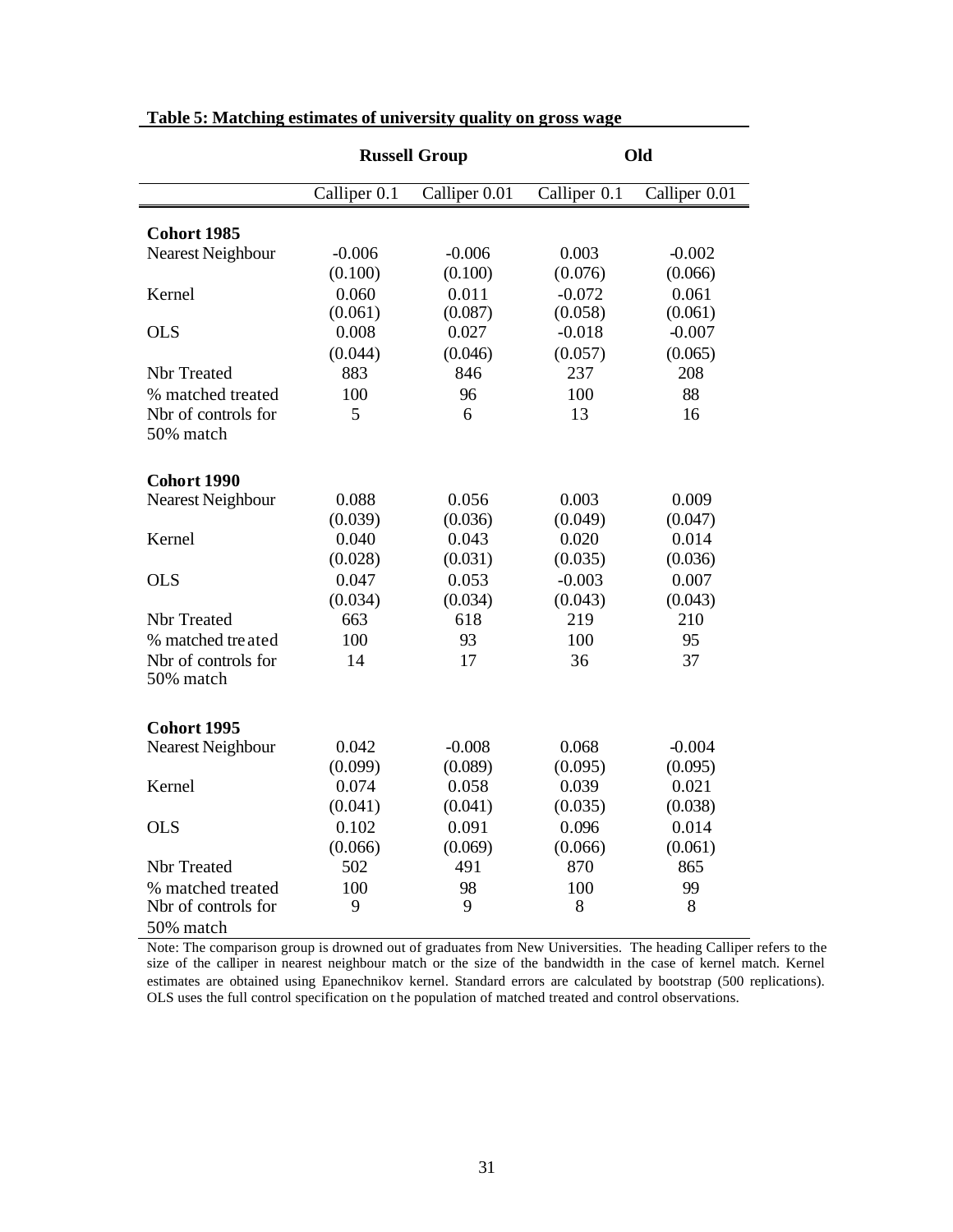**Table 5: Matching estimates of university quality on gross wage**

| | Russell Group | | Old | |
|---|---|---|---|---|
| | Calliper 0.1 | Calliper 0.01 | Calliper 0.1 | Calliper 0.01 |
| **Cohort 1985** | | | | |
| Nearest Neighbour | -0.006 | -0.006 | 0.003 | -0.002 |
| | (0.100) | (0.100) | (0.076) | (0.066) |
| Kernel | 0.060 | 0.011 | -0.072 | 0.061 |
| | (0.061) | (0.087) | (0.058) | (0.061) |
| OLS | 0.008 | 0.027 | -0.018 | -0.007 |
| | (0.044) | (0.046) | (0.057) | (0.065) |
| Nbr Treated | 883 | 846 | 237 | 208 |
| % matched treated | 100 | 96 | 100 | 88 |
| Nbr of controls for 50% match | 5 | 6 | 13 | 16 |
| **Cohort 1990** | | | | |
| Nearest Neighbour | 0.088 | 0.056 | 0.003 | 0.009 |
| | (0.039) | (0.036) | (0.049) | (0.047) |
| Kernel | 0.040 | 0.043 | 0.020 | 0.014 |
| | (0.028) | (0.031) | (0.035) | (0.036) |
| OLS | 0.047 | 0.053 | -0.003 | 0.007 |
| | (0.034) | (0.034) | (0.043) | (0.043) |
| Nbr Treated | 663 | 618 | 219 | 210 |
| % matched treated | 100 | 93 | 100 | 95 |
| Nbr of controls for 50% match | 14 | 17 | 36 | 37 |
| **Cohort 1995** | | | | |
| Nearest Neighbour | 0.042 | -0.008 | 0.068 | -0.004 |
| | (0.099) | (0.089) | (0.095) | (0.095) |
| Kernel | 0.074 | 0.058 | 0.039 | 0.021 |
| | (0.041) | (0.041) | (0.035) | (0.038) |
| OLS | 0.102 | 0.091 | 0.096 | 0.014 |
| | (0.066) | (0.069) | (0.066) | (0.061) |
| Nbr Treated | 502 | 491 | 870 | 865 |
| % matched treated | 100 | 98 | 100 | 99 |
| Nbr of controls for 50% match | 9 | 9 | 8 | 8 |

Note: The comparison group is drowned out of graduates from New Universities. The heading Calliper refers to the size of the calliper in nearest neighbour match or the size of the bandwidth in the case of kernel match. Kernel estimates are obtained using Epanechnikov kernel. Standard errors are calculated by bootstrap (500 replications). OLS uses the full control specification on the population of matched treated and control observations.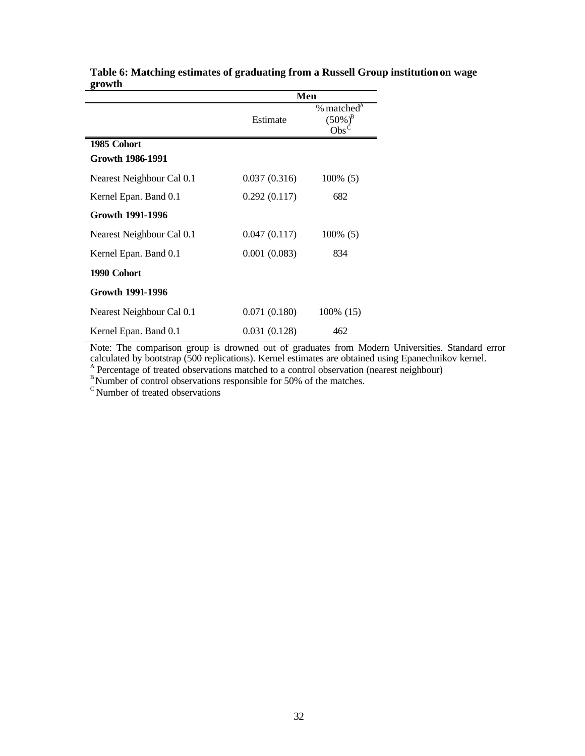**Table 6: Matching estimates of graduating from a Russell Group institution on wage growth**

| | Men | |
|---|---|---|
| | Estimate | % matched[A] (50%)[B] Obs[C] |
| **1985 Cohort** | | |
| **Growth 1986-1991** | | |
| Nearest Neighbour Cal 0.1 | 0.037 (0.316) | 100% (5) |
| Kernel Epan. Band 0.1 | 0.292 (0.117) | 682 |
| **Growth 1991-1996** | | |
| Nearest Neighbour Cal 0.1 | 0.047 (0.117) | 100% (5) |
| Kernel Epan. Band 0.1 | 0.001 (0.083) | 834 |
| **1990 Cohort** | | |
| **Growth 1991-1996** | | |
| Nearest Neighbour Cal 0.1 | 0.071 (0.180) | 100% (15) |
| Kernel Epan. Band 0.1 | 0.031 (0.128) | 462 |

Note: The comparison group is drowned out of graduates from Modern Universities. Standard error calculated by bootstrap (500 replications). Kernel estimates are obtained using Epanechnikov kernel.
[A] Percentage of treated observations matched to a control observation (nearest neighbour)
[B] Number of control observations responsible for 50% of the matches.
[C] Number of treated observations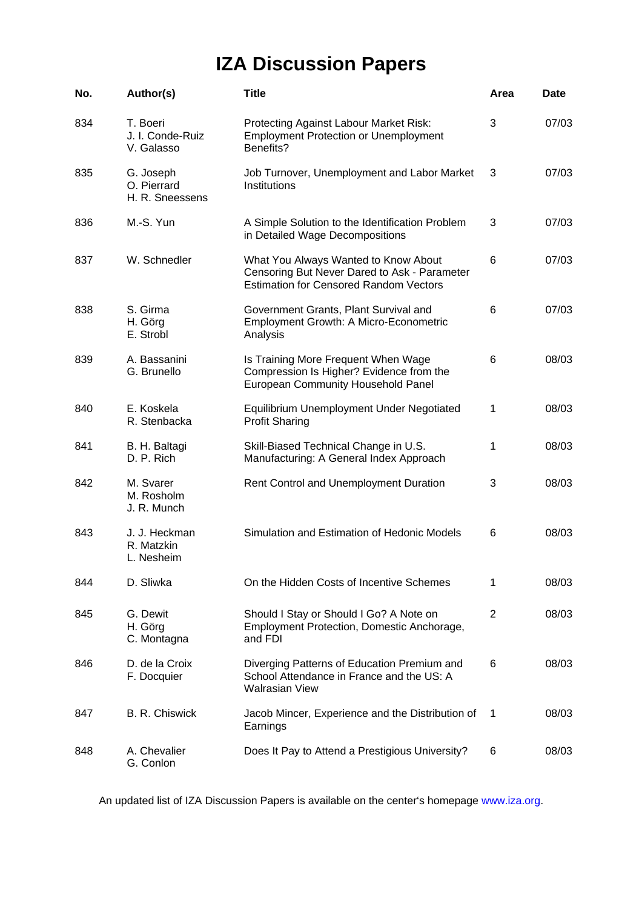# IZA Discussion Papers

| No. | Author(s) | Title | Area | Date |
|---|---|---|---|---|
| 834 | T. Boeri<br>J. I. Conde-Ruiz<br>V. Galasso | Protecting Against Labour Market Risk: Employment Protection or Unemployment Benefits? | 3 | 07/03 |
| 835 | G. Joseph<br>O. Pierrard<br>H. R. Sneessens | Job Turnover, Unemployment and Labor Market Institutions | 3 | 07/03 |
| 836 | M.-S. Yun | A Simple Solution to the Identification Problem in Detailed Wage Decompositions | 3 | 07/03 |
| 837 | W. Schnedler | What You Always Wanted to Know About Censoring But Never Dared to Ask - Parameter Estimation for Censored Random Vectors | 6 | 07/03 |
| 838 | S. Girma<br>H. Görg<br>E. Strobl | Government Grants, Plant Survival and Employment Growth: A Micro-Econometric Analysis | 6 | 07/03 |
| 839 | A. Bassanini<br>G. Brunello | Is Training More Frequent When Wage Compression Is Higher? Evidence from the European Community Household Panel | 6 | 08/03 |
| 840 | E. Koskela<br>R. Stenbacka | Equilibrium Unemployment Under Negotiated Profit Sharing | 1 | 08/03 |
| 841 | B. H. Baltagi<br>D. P. Rich | Skill-Biased Technical Change in U.S. Manufacturing: A General Index Approach | 1 | 08/03 |
| 842 | M. Svarer<br>M. Rosholm<br>J. R. Munch | Rent Control and Unemployment Duration | 3 | 08/03 |
| 843 | J. J. Heckman<br>R. Matzkin<br>L. Nesheim | Simulation and Estimation of Hedonic Models | 6 | 08/03 |
| 844 | D. Sliwka | On the Hidden Costs of Incentive Schemes | 1 | 08/03 |
| 845 | G. Dewit<br>H. Görg<br>C. Montagna | Should I Stay or Should I Go? A Note on Employment Protection, Domestic Anchorage, and FDI | 2 | 08/03 |
| 846 | D. de la Croix<br>F. Docquier | Diverging Patterns of Education Premium and School Attendance in France and the US: A Walrasian View | 6 | 08/03 |
| 847 | B. R. Chiswick | Jacob Mincer, Experience and the Distribution of Earnings | 1 | 08/03 |
| 848 | A. Chevalier<br>G. Conlon | Does It Pay to Attend a Prestigious University? | 6 | 08/03 |

An updated list of IZA Discussion Papers is available on the center's homepage www.iza.org.